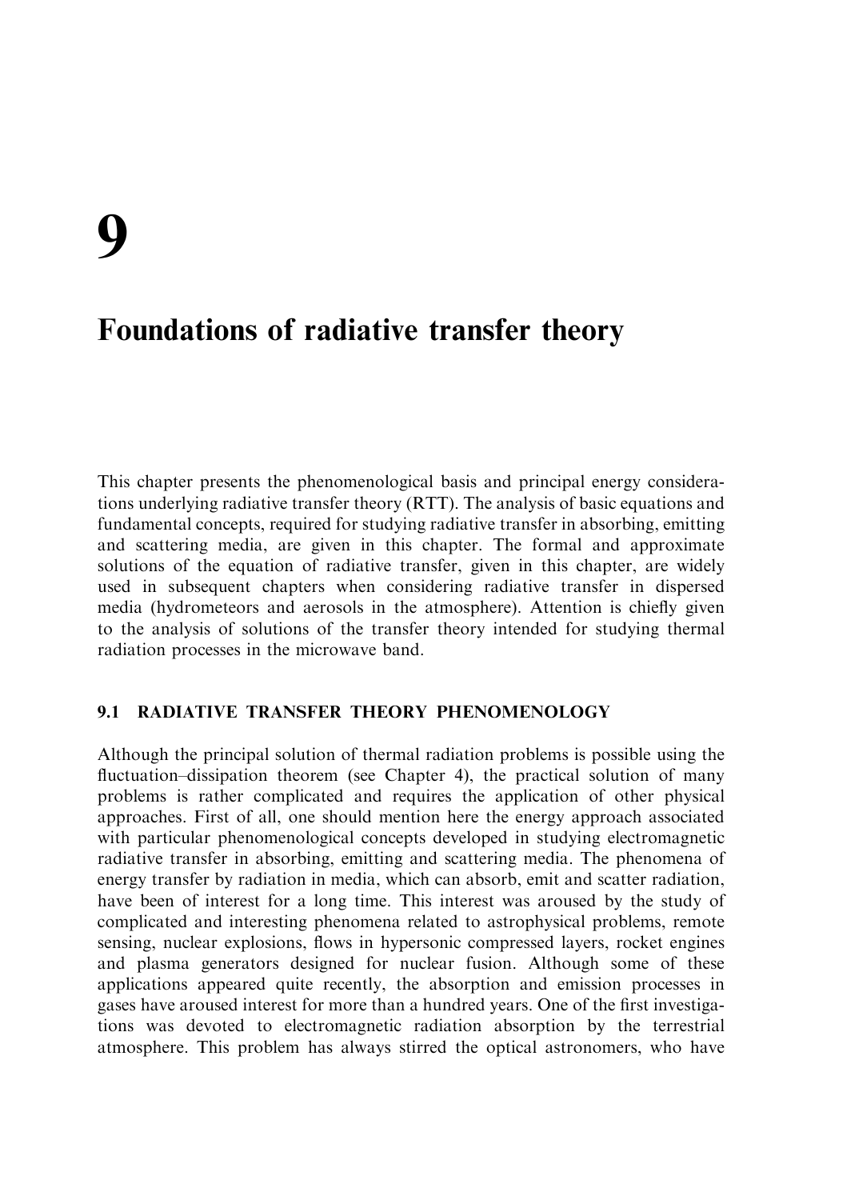# 9

# Foundations of radiative transfer theory

This chapter presents the phenomenological basis and principal energy considerations underlying radiative transfer theory (RTT). The analysis of basic equations and fundamental concepts, required for studying radiative transfer in absorbing, emitting and scattering media, are given in this chapter. The formal and approximate solutions of the equation of radiative transfer, given in this chapter, are widely used in subsequent chapters when considering radiative transfer in dispersed media (hydrometeors and aerosols in the atmosphere). Attention is chiefly given to the analysis of solutions of the transfer theory intended for studying thermal radiation processes in the microwave band.

## 9.1 RADIATIVE TRANSFER THEORY PHENOMENOLOGY

Although the principal solution of thermal radiation problems is possible using the fluctuation–dissipation theorem (see Chapter 4), the practical solution of many problems is rather complicated and requires the application of other physical approaches. First of all, one should mention here the energy approach associated with particular phenomenological concepts developed in studying electromagnetic radiative transfer in absorbing, emitting and scattering media. The phenomena of energy transfer by radiation in media, which can absorb, emit and scatter radiation, have been of interest for a long time. This interest was aroused by the study of complicated and interesting phenomena related to astrophysical problems, remote sensing, nuclear explosions, flows in hypersonic compressed layers, rocket engines and plasma generators designed for nuclear fusion. Although some of these applications appeared quite recently, the absorption and emission processes in gases have aroused interest for more than a hundred years. One of the first investigations was devoted to electromagnetic radiation absorption by the terrestrial atmosphere. This problem has always stirred the optical astronomers, who have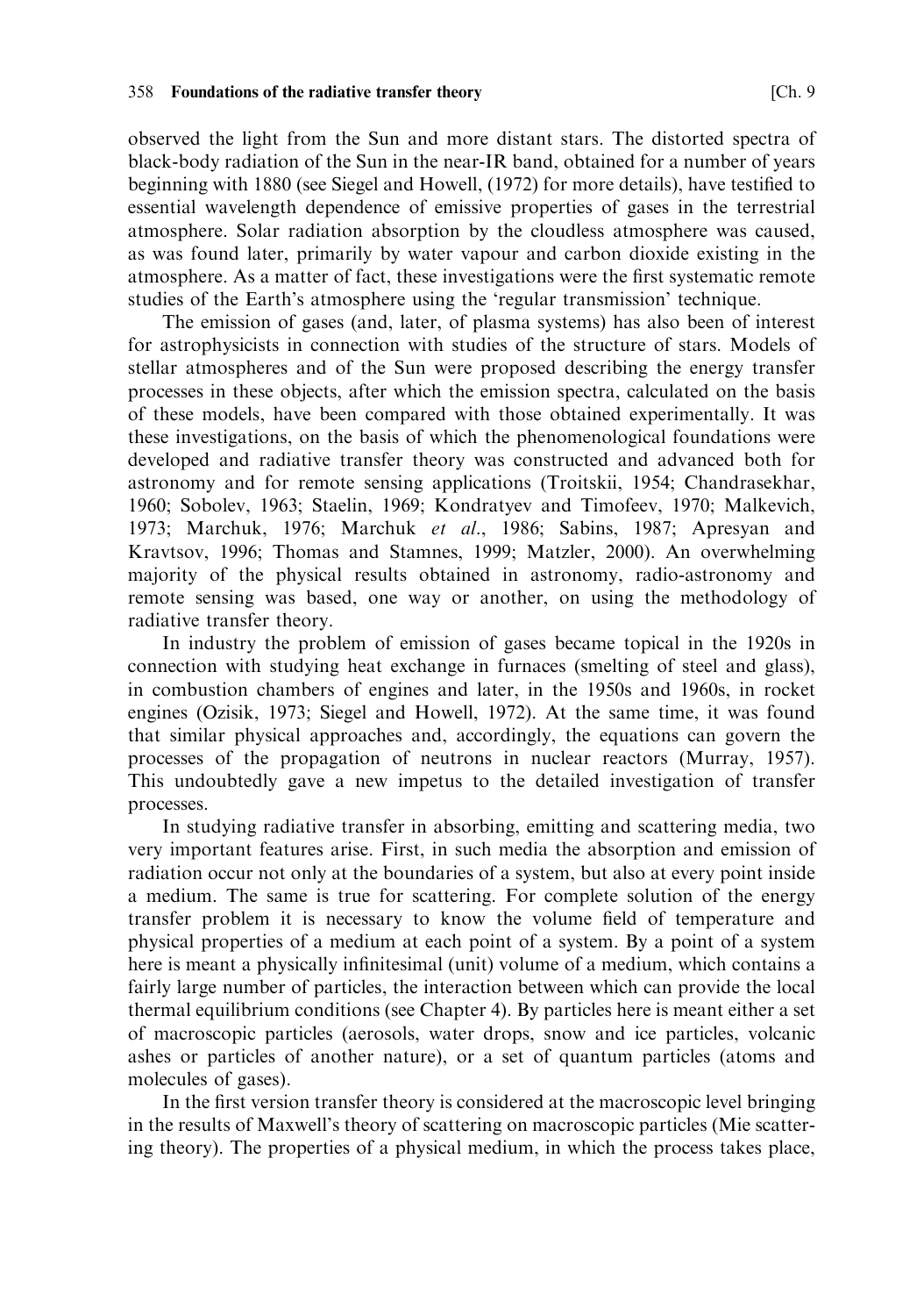observed the light from the Sun and more distant stars. The distorted spectra of black-body radiation of the Sun in the near-IR band, obtained for a number of years beginning with 1880 (see Siegel and Howell, (1972) for more details), have testified to essential wavelength dependence of emissive properties of gases in the terrestrial atmosphere. Solar radiation absorption by the cloudless atmosphere was caused, as was found later, primarily by water vapour and carbon dioxide existing in the atmosphere. As a matter of fact, these investigations were the first systematic remote studies of the Earth's atmosphere using the 'regular transmission' technique.

The emission of gases (and, later, of plasma systems) has also been of interest for astrophysicists in connection with studies of the structure of stars. Models of stellar atmospheres and of the Sun were proposed describing the energy transfer processes in these objects, after which the emission spectra, calculated on the basis of these models, have been compared with those obtained experimentally. It was these investigations, on the basis of which the phenomenological foundations were developed and radiative transfer theory was constructed and advanced both for astronomy and for remote sensing applications (Troitskii, 1954; Chandrasekhar, 1960; Sobolev, 1963; Staelin, 1969; Kondratyev and Timofeev, 1970; Malkevich, 1973; Marchuk, 1976; Marchuk *et al.*, 1986; Sabins, 1987; Apresyan and Kravtsov, 1996; Thomas and Stamnes, 1999; Matzler, 2000). An overwhelming majority of the physical results obtained in astronomy, radio-astronomy and remote sensing was based, one way or another, on using the methodology of radiative transfer theory.

In industry the problem of emission of gases became topical in the 1920s in connection with studying heat exchange in furnaces (smelting of steel and glass), in combustion chambers of engines and later, in the 1950s and 1960s, in rocket engines (Ozisik, 1973; Siegel and Howell, 1972). At the same time, it was found that similar physical approaches and, accordingly, the equations can govern the processes of the propagation of neutrons in nuclear reactors (Murray, 1957). This undoubtedly gave a new impetus to the detailed investigation of transfer processes.

In studying radiative transfer in absorbing, emitting and scattering media, two very important features arise. First, in such media the absorption and emission of radiation occur not only at the boundaries of a system, but also at every point inside a medium. The same is true for scattering. For complete solution of the energy transfer problem it is necessary to know the volume field of temperature and physical properties of a medium at each point of a system. By a point of a system here is meant a physically infinitesimal (unit) volume of a medium, which contains a fairly large number of particles, the interaction between which can provide the local thermal equilibrium conditions (see Chapter 4). By particles here is meant either a set of macroscopic particles (aerosols, water drops, snow and ice particles, volcanic ashes or particles of another nature), or a set of quantum particles (atoms and molecules of gases).

In the first version transfer theory is considered at the macroscopic level bringing in the results of Maxwell's theory of scattering on macroscopic particles (Mie scattering theory). The properties of a physical medium, in which the process takes place,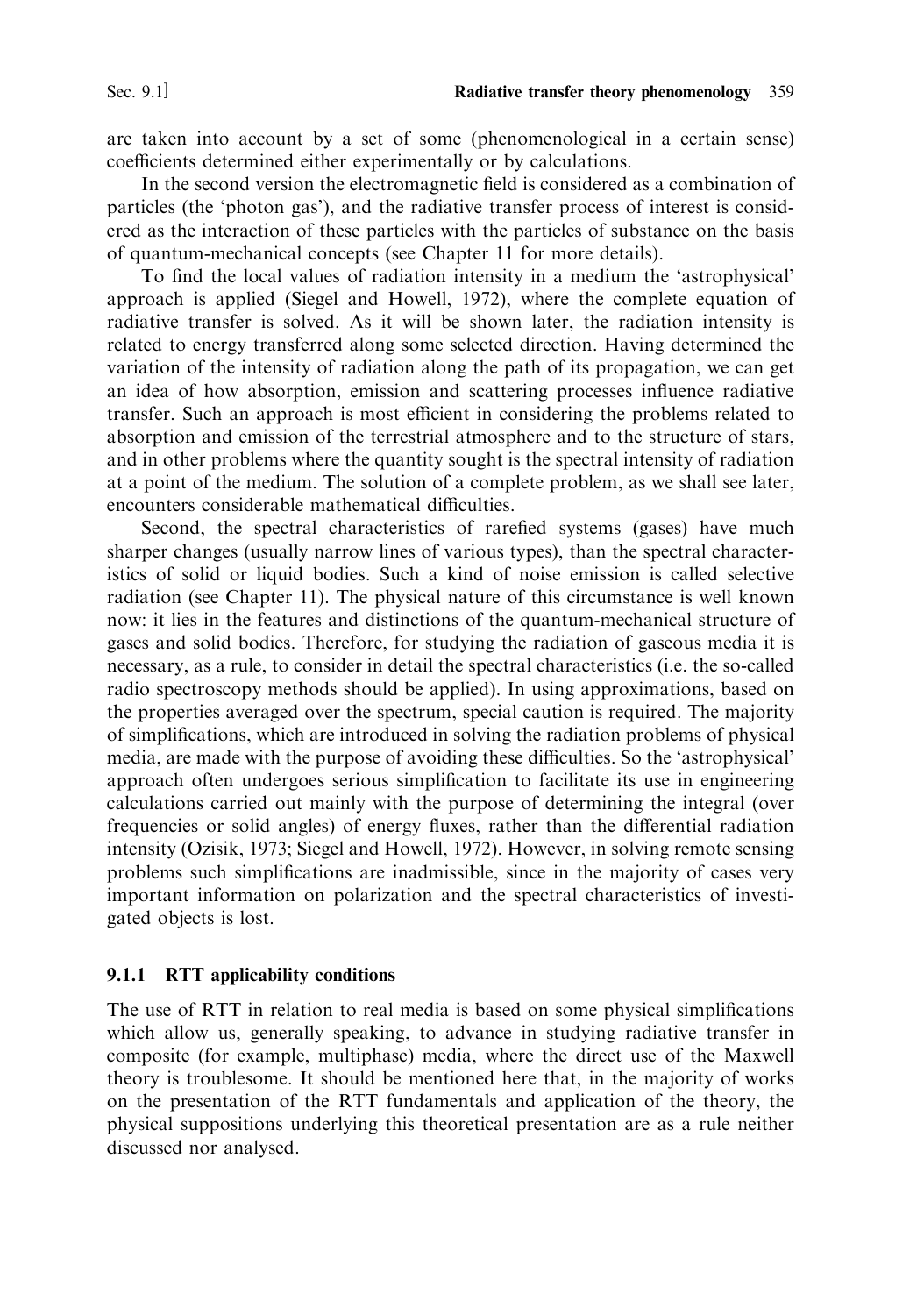are taken into account by a set of some (phenomenological in a certain sense) coefficients determined either experimentally or by calculations.

In the second version the electromagnetic field is considered as a combination of particles (the 'photon gas'), and the radiative transfer process of interest is considered as the interaction of these particles with the particles of substance on the basis of quantum-mechanical concepts (see Chapter 11 for more details).

To find the local values of radiation intensity in a medium the 'astrophysical' approach is applied (Siegel and Howell, 1972), where the complete equation of radiative transfer is solved. As it will be shown later, the radiation intensity is related to energy transferred along some selected direction. Having determined the variation of the intensity of radiation along the path of its propagation, we can get an idea of how absorption, emission and scattering processes influence radiative transfer. Such an approach is most efficient in considering the problems related to absorption and emission of the terrestrial atmosphere and to the structure of stars, and in other problems where the quantity sought is the spectral intensity of radiation at a point of the medium. The solution of a complete problem, as we shall see later, encounters considerable mathematical difficulties.

Second, the spectral characteristics of rarefied systems (gases) have much sharper changes (usually narrow lines of various types), than the spectral characteristics of solid or liquid bodies. Such a kind of noise emission is called selective radiation (see Chapter 11). The physical nature of this circumstance is well known now: it lies in the features and distinctions of the quantum-mechanical structure of gases and solid bodies. Therefore, for studying the radiation of gaseous media it is necessary, as a rule, to consider in detail the spectral characteristics (i.e. the so-called radio spectroscopy methods should be applied). In using approximations, based on the properties averaged over the spectrum, special caution is required. The majority of simplifications, which are introduced in solving the radiation problems of physical media, are made with the purpose of avoiding these difficulties. So the 'astrophysical' approach often undergoes serious simplification to facilitate its use in engineering calculations carried out mainly with the purpose of determining the integral (over frequencies or solid angles) of energy fluxes, rather than the differential radiation intensity (Ozisik, 1973; Siegel and Howell, 1972). However, in solving remote sensing problems such simplifications are inadmissible, since in the majority of cases very important information on polarization and the spectral characteristics of investigated objects is lost.

### 9.1.1 RTT applicability conditions

The use of RTT in relation to real media is based on some physical simplifications which allow us, generally speaking, to advance in studying radiative transfer in composite (for example, multiphase) media, where the direct use of the Maxwell theory is troublesome. It should be mentioned here that, in the majority of works on the presentation of the RTT fundamentals and application of the theory, the physical suppositions underlying this theoretical presentation are as a rule neither discussed nor analysed.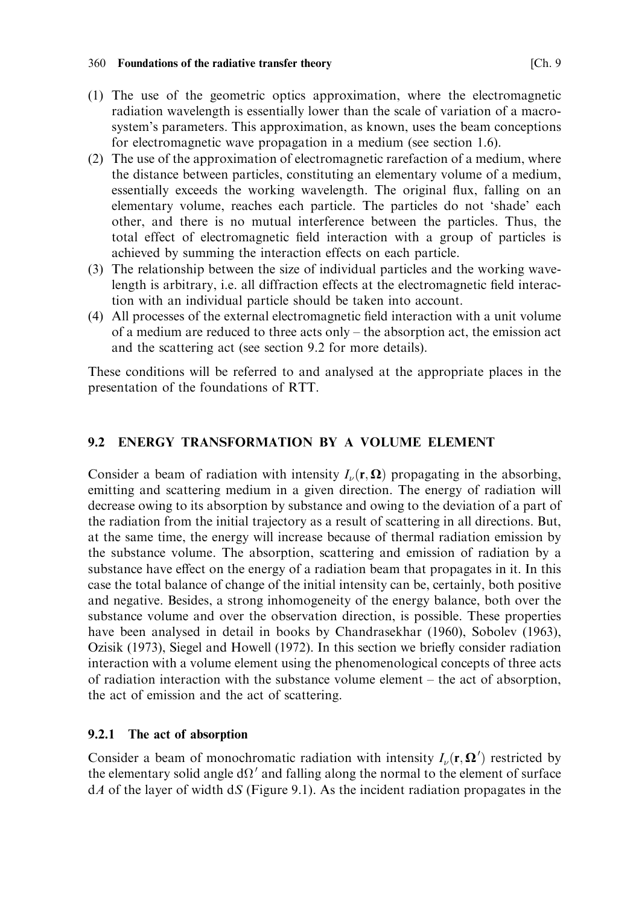(1) The use of the geometric optics approximation, where the electromagnetic radiation wavelength is essentially lower than the scale of variation of a macrosystem's parameters. This approximation, as known, uses the beam conceptions for electromagnetic wave propagation in a medium (see section 1.6).
(2) The use of the approximation of electromagnetic rarefaction of a medium, where the distance between particles, constituting an elementary volume of a medium, essentially exceeds the working wavelength. The original flux, falling on an elementary volume, reaches each particle. The particles do not 'shade' each other, and there is no mutual interference between the particles. Thus, the total effect of electromagnetic field interaction with a group of particles is achieved by summing the interaction effects on each particle.
(3) The relationship between the size of individual particles and the working wavelength is arbitrary, i.e. all diffraction effects at the electromagnetic field interaction with an individual particle should be taken into account.
(4) All processes of the external electromagnetic field interaction with a unit volume of a medium are reduced to three acts only – the absorption act, the emission act and the scattering act (see section 9.2 for more details).

These conditions will be referred to and analysed at the appropriate places in the presentation of the foundations of RTT.

## 9.2 ENERGY TRANSFORMATION BY A VOLUME ELEMENT

Consider a beam of radiation with intensity $I_\nu(\mathbf{r}, \mathbf{\Omega})$ propagating in the absorbing, emitting and scattering medium in a given direction. The energy of radiation will decrease owing to its absorption by substance and owing to the deviation of a part of the radiation from the initial trajectory as a result of scattering in all directions. But, at the same time, the energy will increase because of thermal radiation emission by the substance volume. The absorption, scattering and emission of radiation by a substance have effect on the energy of a radiation beam that propagates in it. In this case the total balance of change of the initial intensity can be, certainly, both positive and negative. Besides, a strong inhomogeneity of the energy balance, both over the substance volume and over the observation direction, is possible. These properties have been analysed in detail in books by Chandrasekhar (1960), Sobolev (1963), Ozisik (1973), Siegel and Howell (1972). In this section we briefly consider radiation interaction with a volume element using the phenomenological concepts of three acts of radiation interaction with the substance volume element – the act of absorption, the act of emission and the act of scattering.

### 9.2.1 The act of absorption

Consider a beam of monochromatic radiation with intensity $I_\nu(\mathbf{r}, \mathbf{\Omega}')$ restricted by the elementary solid angle $\mathrm{d}\Omega'$ and falling along the normal to the element of surface $\mathrm{d}A$ of the layer of width $\mathrm{d}S$ (Figure 9.1). As the incident radiation propagates in the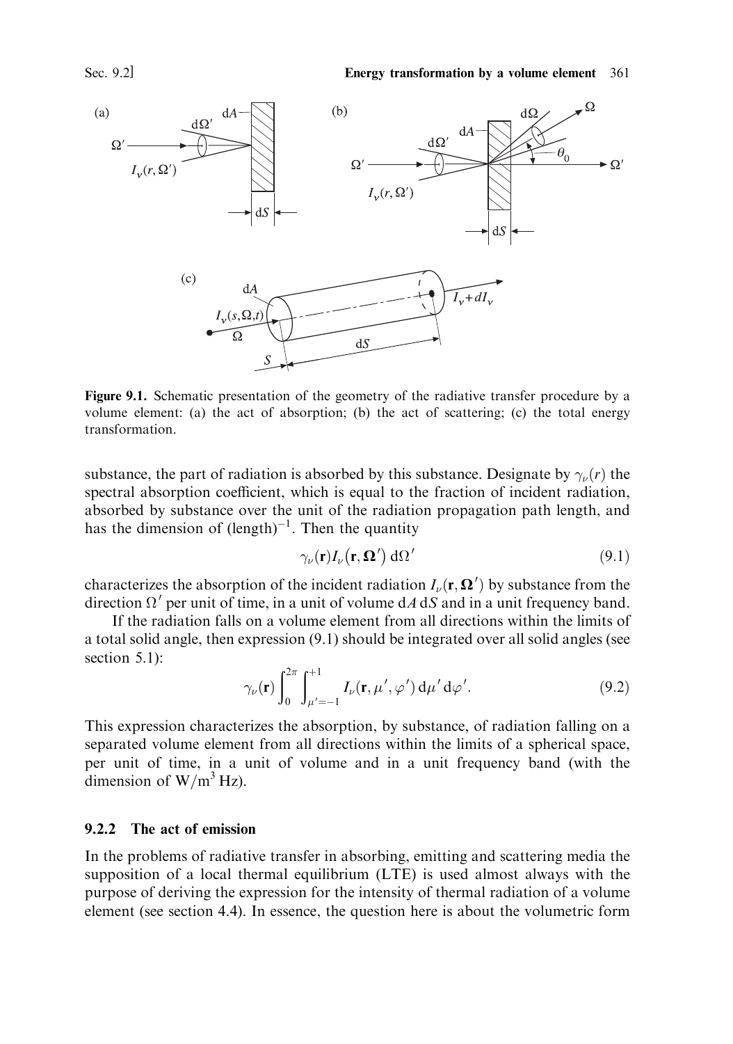**Figure 9.1.** Schematic presentation of the geometry of the radiative transfer procedure by a volume element: (a) the act of absorption; (b) the act of scattering; (c) the total energy transformation.

substance, the part of radiation is absorbed by this substance. Designate by $\gamma_\nu(r)$ the spectral absorption coefficient, which is equal to the fraction of incident radiation, absorbed by substance over the unit of the radiation propagation path length, and has the dimension of $(\text{length})^{-1}$. Then the quantity

$$\gamma_\nu(\mathbf{r}) I_\nu(\mathbf{r}, \mathbf{\Omega}')\, \mathrm{d}\Omega' \tag{9.1}$$

characterizes the absorption of the incident radiation $I_\nu(\mathbf{r}, \mathbf{\Omega}')$ by substance from the direction $\Omega'$ per unit of time, in a unit of volume $\mathrm{d}A\,\mathrm{d}S$ and in a unit frequency band.

If the radiation falls on a volume element from all directions within the limits of a total solid angle, then expression (9.1) should be integrated over all solid angles (see section 5.1):

$$\gamma_\nu(\mathbf{r}) \int_0^{2\pi} \int_{\mu'=-1}^{+1} I_\nu(\mathbf{r}, \mu', \varphi')\, \mathrm{d}\mu'\, \mathrm{d}\varphi'. \tag{9.2}$$

This expression characterizes the absorption, by substance, of radiation falling on a separated volume element from all directions within the limits of a spherical space, per unit of time, in a unit of volume and in a unit frequency band (with the dimension of $\mathrm{W/m^3\,Hz}$).

### 9.2.2 The act of emission

In the problems of radiative transfer in absorbing, emitting and scattering media the supposition of a local thermal equilibrium (LTE) is used almost always with the purpose of deriving the expression for the intensity of thermal radiation of a volume element (see section 4.4). In essence, the question here is about the volumetric form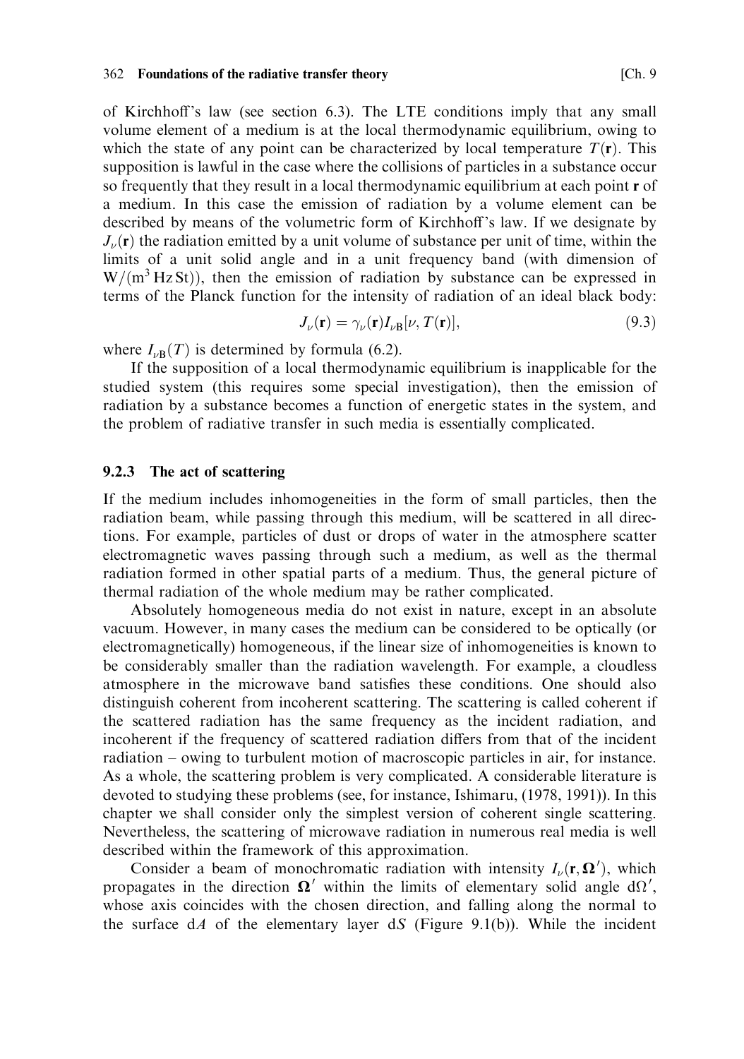of Kirchhoff's law (see section 6.3). The LTE conditions imply that any small volume element of a medium is at the local thermodynamic equilibrium, owing to which the state of any point can be characterized by local temperature $T(\mathbf{r})$. This supposition is lawful in the case where the collisions of particles in a substance occur so frequently that they result in a local thermodynamic equilibrium at each point $\mathbf{r}$ of a medium. In this case the emission of radiation by a volume element can be described by means of the volumetric form of Kirchhoff's law. If we designate by $J_\nu(\mathbf{r})$ the radiation emitted by a unit volume of substance per unit of time, within the limits of a unit solid angle and in a unit frequency band (with dimension of $\mathrm{W/(m^3\,Hz\,St)}$), then the emission of radiation by substance can be expressed in terms of the Planck function for the intensity of radiation of an ideal black body:

$$J_\nu(\mathbf{r}) = \gamma_\nu(\mathbf{r}) I_{\nu\mathrm{B}}[\nu, T(\mathbf{r})], \tag{9.3}$$

where $I_{\nu\mathrm{B}}(T)$ is determined by formula (6.2).

If the supposition of a local thermodynamic equilibrium is inapplicable for the studied system (this requires some special investigation), then the emission of radiation by a substance becomes a function of energetic states in the system, and the problem of radiative transfer in such media is essentially complicated.

### 9.2.3 The act of scattering

If the medium includes inhomogeneities in the form of small particles, then the radiation beam, while passing through this medium, will be scattered in all directions. For example, particles of dust or drops of water in the atmosphere scatter electromagnetic waves passing through such a medium, as well as the thermal radiation formed in other spatial parts of a medium. Thus, the general picture of thermal radiation of the whole medium may be rather complicated.

Absolutely homogeneous media do not exist in nature, except in an absolute vacuum. However, in many cases the medium can be considered to be optically (or electromagnetically) homogeneous, if the linear size of inhomogeneities is known to be considerably smaller than the radiation wavelength. For example, a cloudless atmosphere in the microwave band satisfies these conditions. One should also distinguish coherent from incoherent scattering. The scattering is called coherent if the scattered radiation has the same frequency as the incident radiation, and incoherent if the frequency of scattered radiation differs from that of the incident radiation – owing to turbulent motion of macroscopic particles in air, for instance. As a whole, the scattering problem is very complicated. A considerable literature is devoted to studying these problems (see, for instance, Ishimaru, (1978, 1991)). In this chapter we shall consider only the simplest version of coherent single scattering. Nevertheless, the scattering of microwave radiation in numerous real media is well described within the framework of this approximation.

Consider a beam of monochromatic radiation with intensity $I_\nu(\mathbf{r}, \mathbf{\Omega}')$, which propagates in the direction $\mathbf{\Omega}'$ within the limits of elementary solid angle $\mathrm{d}\Omega'$, whose axis coincides with the chosen direction, and falling along the normal to the surface $\mathrm{d}A$ of the elementary layer $\mathrm{d}S$ (Figure 9.1(b)). While the incident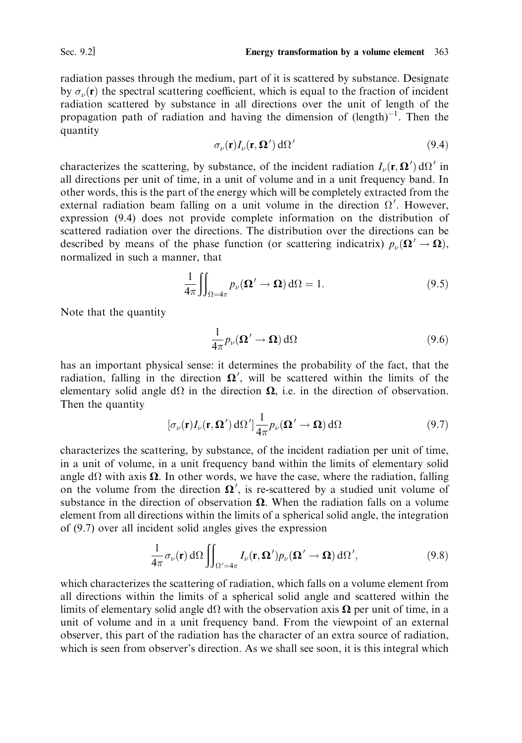radiation passes through the medium, part of it is scattered by substance. Designate by $\sigma_\nu(\mathbf{r})$ the spectral scattering coefficient, which is equal to the fraction of incident radiation scattered by substance in all directions over the unit of length of the propagation path of radiation and having the dimension of $(\text{length})^{-1}$. Then the quantity

$$\sigma_\nu(\mathbf{r}) I_\nu(\mathbf{r}, \boldsymbol{\Omega}')\, \mathrm{d}\Omega' \tag{9.4}$$

characterizes the scattering, by substance, of the incident radiation $I_\nu(\mathbf{r}, \boldsymbol{\Omega}')\, \mathrm{d}\Omega'$ in all directions per unit of time, in a unit of volume and in a unit frequency band. In other words, this is the part of the energy which will be completely extracted from the external radiation beam falling on a unit volume in the direction $\Omega'$. However, expression (9.4) does not provide complete information on the distribution of scattered radiation over the directions. The distribution over the directions can be described by means of the phase function (or scattering indicatrix) $p_\nu(\boldsymbol{\Omega}' \to \boldsymbol{\Omega})$, normalized in such a manner, that

$$\frac{1}{4\pi} \iint_{\Omega = 4\pi} p_\nu(\boldsymbol{\Omega}' \to \boldsymbol{\Omega})\, \mathrm{d}\Omega = 1. \tag{9.5}$$

Note that the quantity

$$\frac{1}{4\pi} p_\nu(\boldsymbol{\Omega}' \to \boldsymbol{\Omega})\, \mathrm{d}\Omega \tag{9.6}$$

has an important physical sense: it determines the probability of the fact, that the radiation, falling in the direction $\boldsymbol{\Omega}'$, will be scattered within the limits of the elementary solid angle $\mathrm{d}\Omega$ in the direction $\boldsymbol{\Omega}$, i.e. in the direction of observation. Then the quantity

$$[\sigma_\nu(\mathbf{r}) I_\nu(\mathbf{r}, \boldsymbol{\Omega}')\, \mathrm{d}\Omega'] \frac{1}{4\pi} p_\nu(\boldsymbol{\Omega}' \to \boldsymbol{\Omega})\, \mathrm{d}\Omega \tag{9.7}$$

characterizes the scattering, by substance, of the incident radiation per unit of time, in a unit of volume, in a unit frequency band within the limits of elementary solid angle $\mathrm{d}\Omega$ with axis $\boldsymbol{\Omega}$. In other words, we have the case, where the radiation, falling on the volume from the direction $\boldsymbol{\Omega}'$, is re-scattered by a studied unit volume of substance in the direction of observation $\boldsymbol{\Omega}$. When the radiation falls on a volume element from all directions within the limits of a spherical solid angle, the integration of (9.7) over all incident solid angles gives the expression

$$\frac{1}{4\pi} \sigma_\nu(\mathbf{r})\, \mathrm{d}\Omega \iint_{\Omega' = 4\pi} I_\nu(\mathbf{r}, \boldsymbol{\Omega}') p_\nu(\boldsymbol{\Omega}' \to \boldsymbol{\Omega})\, \mathrm{d}\Omega', \tag{9.8}$$

which characterizes the scattering of radiation, which falls on a volume element from all directions within the limits of a spherical solid angle and scattered within the limits of elementary solid angle $\mathrm{d}\Omega$ with the observation axis $\boldsymbol{\Omega}$ per unit of time, in a unit of volume and in a unit frequency band. From the viewpoint of an external observer, this part of the radiation has the character of an extra source of radiation, which is seen from observer's direction. As we shall see soon, it is this integral which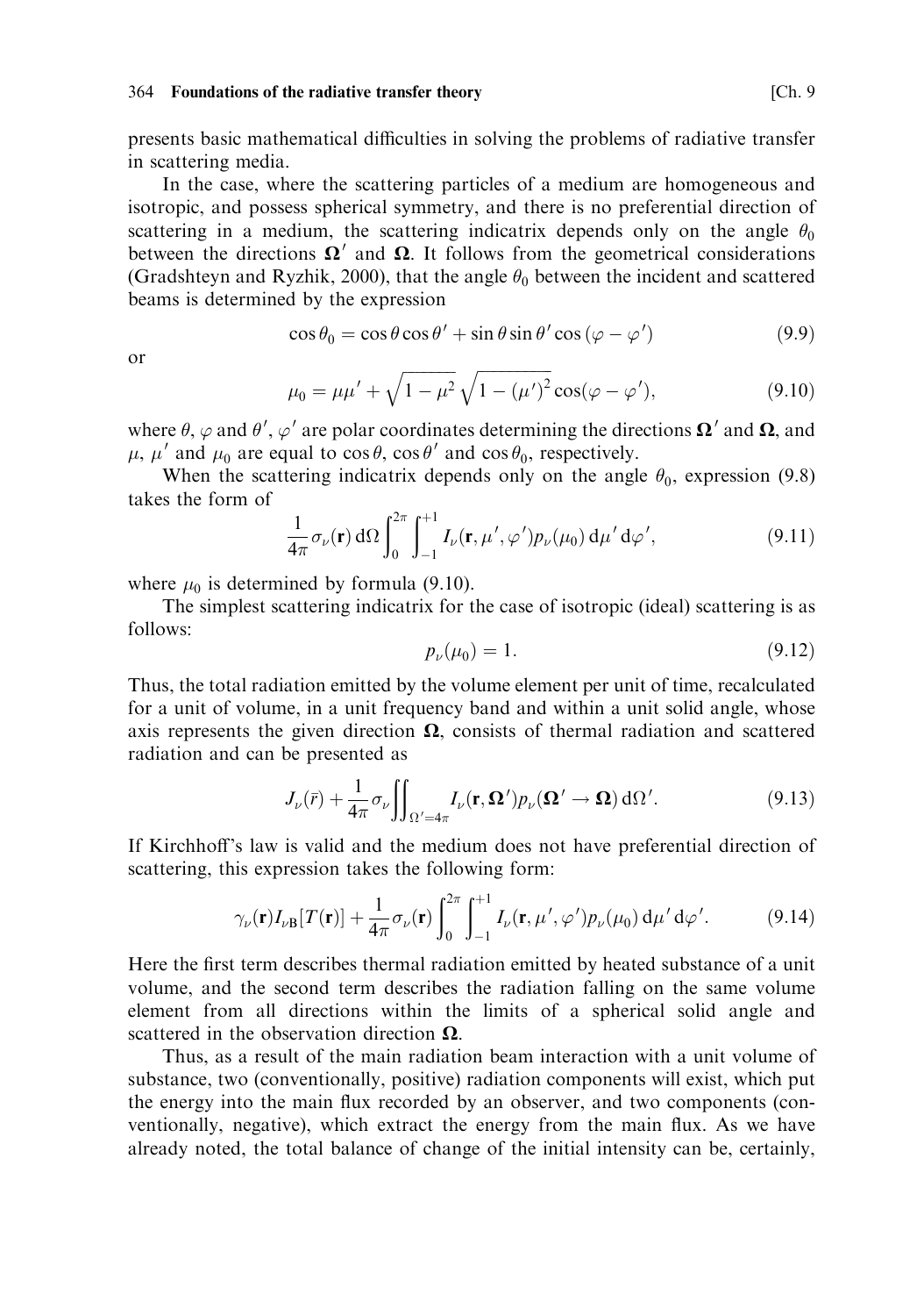presents basic mathematical difficulties in solving the problems of radiative transfer in scattering media.

In the case, where the scattering particles of a medium are homogeneous and isotropic, and possess spherical symmetry, and there is no preferential direction of scattering in a medium, the scattering indicatrix depends only on the angle $\theta_0$ between the directions $\mathbf{\Omega}'$ and $\mathbf{\Omega}$. It follows from the geometrical considerations (Gradshteyn and Ryzhik, 2000), that the angle $\theta_0$ between the incident and scattered beams is determined by the expression

$$\cos\theta_0 = \cos\theta\cos\theta' + \sin\theta\sin\theta'\cos(\varphi - \varphi') \tag{9.9}$$

or

$$\mu_0 = \mu\mu' + \sqrt{1-\mu^2}\sqrt{1-(\mu')^2}\cos(\varphi - \varphi'), \tag{9.10}$$

where $\theta$, $\varphi$ and $\theta'$, $\varphi'$ are polar coordinates determining the directions $\mathbf{\Omega}'$ and $\mathbf{\Omega}$, and $\mu$, $\mu'$ and $\mu_0$ are equal to $\cos\theta$, $\cos\theta'$ and $\cos\theta_0$, respectively.

When the scattering indicatrix depends only on the angle $\theta_0$, expression (9.8) takes the form of

$$\frac{1}{4\pi}\sigma_\nu(\mathbf{r})\,\mathrm{d}\Omega\int_0^{2\pi}\int_{-1}^{+1} I_\nu(\mathbf{r}, \mu', \varphi')p_\nu(\mu_0)\,\mathrm{d}\mu'\,\mathrm{d}\varphi', \tag{9.11}$$

where $\mu_0$ is determined by formula (9.10).

The simplest scattering indicatrix for the case of isotropic (ideal) scattering is as follows:

$$p_\nu(\mu_0) = 1. \tag{9.12}$$

Thus, the total radiation emitted by the volume element per unit of time, recalculated for a unit of volume, in a unit frequency band and within a unit solid angle, whose axis represents the given direction $\mathbf{\Omega}$, consists of thermal radiation and scattered radiation and can be presented as

$$J_\nu(\bar{r}) + \frac{1}{4\pi}\sigma_\nu\iint_{\Omega'=4\pi} I_\nu(\mathbf{r}, \mathbf{\Omega}')p_\nu(\mathbf{\Omega}' \to \mathbf{\Omega})\,\mathrm{d}\Omega'. \tag{9.13}$$

If Kirchhoff's law is valid and the medium does not have preferential direction of scattering, this expression takes the following form:

$$\gamma_\nu(\mathbf{r})I_{\nu\mathrm{B}}[T(\mathbf{r})] + \frac{1}{4\pi}\sigma_\nu(\mathbf{r})\int_0^{2\pi}\int_{-1}^{+1} I_\nu(\mathbf{r}, \mu', \varphi')p_\nu(\mu_0)\,\mathrm{d}\mu'\,\mathrm{d}\varphi'. \tag{9.14}$$

Here the first term describes thermal radiation emitted by heated substance of a unit volume, and the second term describes the radiation falling on the same volume element from all directions within the limits of a spherical solid angle and scattered in the observation direction $\mathbf{\Omega}$.

Thus, as a result of the main radiation beam interaction with a unit volume of substance, two (conventionally, positive) radiation components will exist, which put the energy into the main flux recorded by an observer, and two components (conventionally, negative), which extract the energy from the main flux. As we have already noted, the total balance of change of the initial intensity can be, certainly,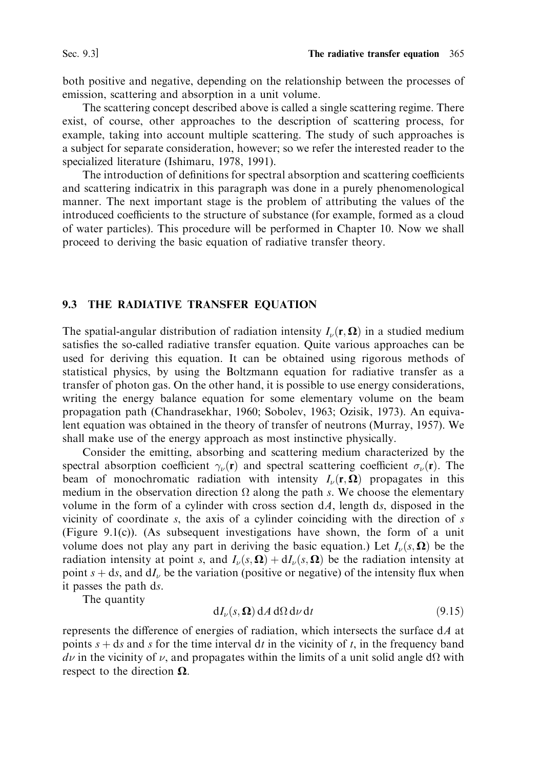both positive and negative, depending on the relationship between the processes of emission, scattering and absorption in a unit volume.

The scattering concept described above is called a single scattering regime. There exist, of course, other approaches to the description of scattering process, for example, taking into account multiple scattering. The study of such approaches is a subject for separate consideration, however; so we refer the interested reader to the specialized literature (Ishimaru, 1978, 1991).

The introduction of definitions for spectral absorption and scattering coefficients and scattering indicatrix in this paragraph was done in a purely phenomenological manner. The next important stage is the problem of attributing the values of the introduced coefficients to the structure of substance (for example, formed as a cloud of water particles). This procedure will be performed in Chapter 10. Now we shall proceed to deriving the basic equation of radiative transfer theory.

## 9.3 THE RADIATIVE TRANSFER EQUATION

The spatial-angular distribution of radiation intensity $I_\nu(\mathbf{r}, \mathbf{\Omega})$ in a studied medium satisfies the so-called radiative transfer equation. Quite various approaches can be used for deriving this equation. It can be obtained using rigorous methods of statistical physics, by using the Boltzmann equation for radiative transfer as a transfer of photon gas. On the other hand, it is possible to use energy considerations, writing the energy balance equation for some elementary volume on the beam propagation path (Chandrasekhar, 1960; Sobolev, 1963; Ozisik, 1973). An equivalent equation was obtained in the theory of transfer of neutrons (Murray, 1957). We shall make use of the energy approach as most instinctive physically.

Consider the emitting, absorbing and scattering medium characterized by the spectral absorption coefficient $\gamma_\nu(\mathbf{r})$ and spectral scattering coefficient $\sigma_\nu(\mathbf{r})$. The beam of monochromatic radiation with intensity $I_\nu(\mathbf{r}, \mathbf{\Omega})$ propagates in this medium in the observation direction $\Omega$ along the path $s$. We choose the elementary volume in the form of a cylinder with cross section $\mathrm{d}A$, length $\mathrm{d}s$, disposed in the vicinity of coordinate $s$, the axis of a cylinder coinciding with the direction of $s$ (Figure 9.1(c)). (As subsequent investigations have shown, the form of a unit volume does not play any part in deriving the basic equation.) Let $I_\nu(s, \mathbf{\Omega})$ be the radiation intensity at point $s$, and $I_\nu(s, \mathbf{\Omega}) + \mathrm{d}I_\nu(s, \mathbf{\Omega})$ be the radiation intensity at point $s + \mathrm{d}s$, and $\mathrm{d}I_\nu$ be the variation (positive or negative) of the intensity flux when it passes the path $\mathrm{d}s$.

The quantity

$$\mathrm{d}I_\nu(s, \mathbf{\Omega})\,\mathrm{d}A\,\mathrm{d}\Omega\,\mathrm{d}\nu\,\mathrm{d}t \tag{9.15}$$

represents the difference of energies of radiation, which intersects the surface $\mathrm{d}A$ at points $s + \mathrm{d}s$ and $s$ for the time interval $\mathrm{d}t$ in the vicinity of $t$, in the frequency band $d\nu$ in the vicinity of $\nu$, and propagates within the limits of a unit solid angle $\mathrm{d}\Omega$ with respect to the direction $\mathbf{\Omega}$.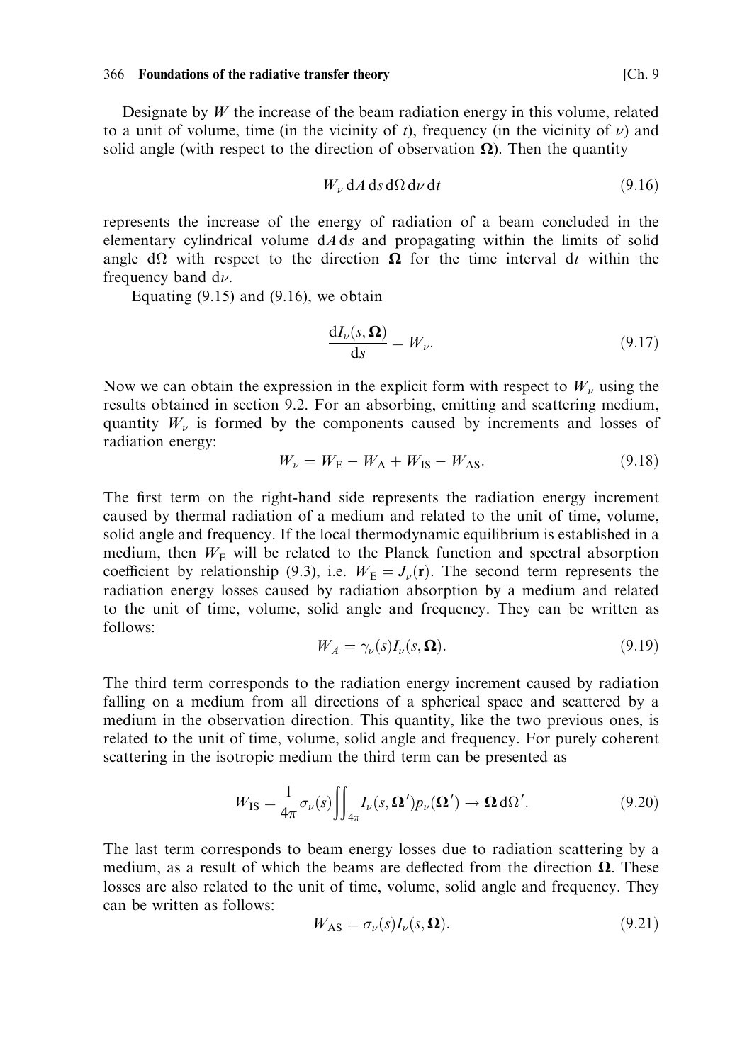Designate by $W$ the increase of the beam radiation energy in this volume, related to a unit of volume, time (in the vicinity of $t$), frequency (in the vicinity of $\nu$) and solid angle (with respect to the direction of observation $\mathbf{\Omega}$). Then the quantity

$$W_\nu \, dA \, ds \, d\Omega \, d\nu \, dt \tag{9.16}$$

represents the increase of the energy of radiation of a beam concluded in the elementary cylindrical volume $dA \, ds$ and propagating within the limits of solid angle $d\Omega$ with respect to the direction $\mathbf{\Omega}$ for the time interval $dt$ within the frequency band $d\nu$.

Equating (9.15) and (9.16), we obtain

$$\frac{dI_\nu(s, \mathbf{\Omega})}{ds} = W_\nu. \tag{9.17}$$

Now we can obtain the expression in the explicit form with respect to $W_\nu$ using the results obtained in section 9.2. For an absorbing, emitting and scattering medium, quantity $W_\nu$ is formed by the components caused by increments and losses of radiation energy:

$$W_\nu = W_\mathrm{E} - W_\mathrm{A} + W_\mathrm{IS} - W_\mathrm{AS}. \tag{9.18}$$

The first term on the right-hand side represents the radiation energy increment caused by thermal radiation of a medium and related to the unit of time, volume, solid angle and frequency. If the local thermodynamic equilibrium is established in a medium, then $W_\mathrm{E}$ will be related to the Planck function and spectral absorption coefficient by relationship (9.3), i.e. $W_\mathrm{E} = J_\nu(\mathbf{r})$. The second term represents the radiation energy losses caused by radiation absorption by a medium and related to the unit of time, volume, solid angle and frequency. They can be written as follows:

$$W_A = \gamma_\nu(s) I_\nu(s, \mathbf{\Omega}). \tag{9.19}$$

The third term corresponds to the radiation energy increment caused by radiation falling on a medium from all directions of a spherical space and scattered by a medium in the observation direction. This quantity, like the two previous ones, is related to the unit of time, volume, solid angle and frequency. For purely coherent scattering in the isotropic medium the third term can be presented as

$$W_\mathrm{IS} = \frac{1}{4\pi} \sigma_\nu(s) \iint_{4\pi} I_\nu(s, \mathbf{\Omega}') p_\nu(\mathbf{\Omega}') \to \mathbf{\Omega} \, d\Omega'. \tag{9.20}$$

The last term corresponds to beam energy losses due to radiation scattering by a medium, as a result of which the beams are deflected from the direction $\mathbf{\Omega}$. These losses are also related to the unit of time, volume, solid angle and frequency. They can be written as follows:

$$W_\mathrm{AS} = \sigma_\nu(s) I_\nu(s, \mathbf{\Omega}). \tag{9.21}$$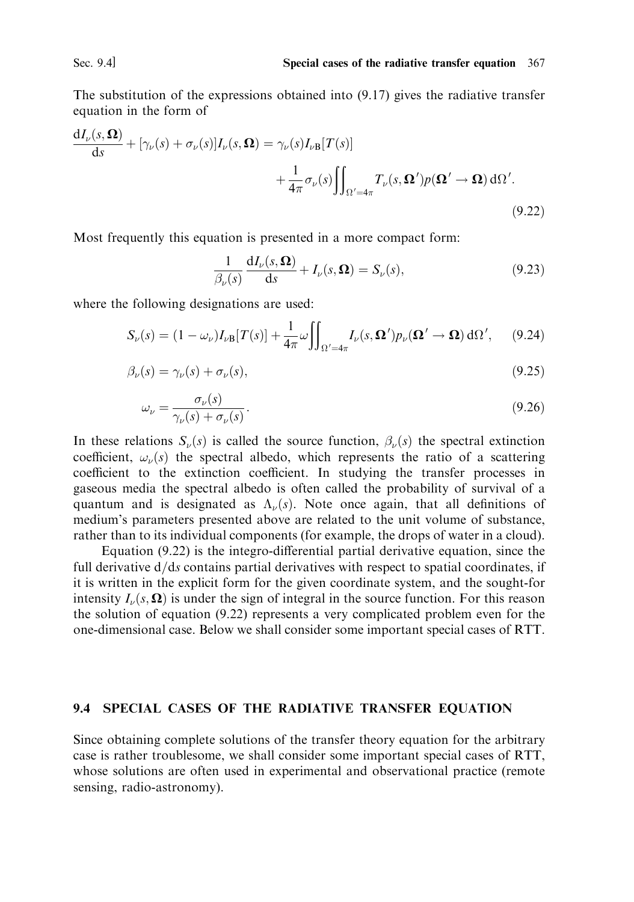The substitution of the expressions obtained into (9.17) gives the radiative transfer equation in the form of

$$\frac{\mathrm{d}I_\nu(s,\mathbf{\Omega})}{\mathrm{d}s} + [\gamma_\nu(s) + \sigma_\nu(s)]I_\nu(s,\mathbf{\Omega}) = \gamma_\nu(s)I_{\nu\mathrm{B}}[T(s)] + \frac{1}{4\pi}\sigma_\nu(s)\iint_{\Omega'=4\pi} T_\nu(s,\mathbf{\Omega}')p(\mathbf{\Omega}' \to \mathbf{\Omega})\,\mathrm{d}\Omega'. \tag{9.22}$$

Most frequently this equation is presented in a more compact form:

$$\frac{1}{\beta_\nu(s)}\frac{\mathrm{d}I_\nu(s,\mathbf{\Omega})}{\mathrm{d}s} + I_\nu(s,\mathbf{\Omega}) = S_\nu(s), \tag{9.23}$$

where the following designations are used:

$$S_\nu(s) = (1-\omega_\nu)I_{\nu\mathrm{B}}[T(s)] + \frac{1}{4\pi}\omega\iint_{\Omega'=4\pi} I_\nu(s,\mathbf{\Omega}')p_\nu(\mathbf{\Omega}' \to \mathbf{\Omega})\,\mathrm{d}\Omega', \tag{9.24}$$

$$\beta_\nu(s) = \gamma_\nu(s) + \sigma_\nu(s), \tag{9.25}$$

$$\omega_\nu = \frac{\sigma_\nu(s)}{\gamma_\nu(s) + \sigma_\nu(s)}. \tag{9.26}$$

In these relations $S_\nu(s)$ is called the source function, $\beta_\nu(s)$ the spectral extinction coefficient, $\omega_\nu(s)$ the spectral albedo, which represents the ratio of a scattering coefficient to the extinction coefficient. In studying the transfer processes in gaseous media the spectral albedo is often called the probability of survival of a quantum and is designated as $\Lambda_\nu(s)$. Note once again, that all definitions of medium's parameters presented above are related to the unit volume of substance, rather than to its individual components (for example, the drops of water in a cloud).

Equation (9.22) is the integro-differential partial derivative equation, since the full derivative $\mathrm{d}/\mathrm{d}s$ contains partial derivatives with respect to spatial coordinates, if it is written in the explicit form for the given coordinate system, and the sought-for intensity $I_\nu(s,\mathbf{\Omega})$ is under the sign of integral in the source function. For this reason the solution of equation (9.22) represents a very complicated problem even for the one-dimensional case. Below we shall consider some important special cases of RTT.

## 9.4 SPECIAL CASES OF THE RADIATIVE TRANSFER EQUATION

Since obtaining complete solutions of the transfer theory equation for the arbitrary case is rather troublesome, we shall consider some important special cases of RTT, whose solutions are often used in experimental and observational practice (remote sensing, radio-astronomy).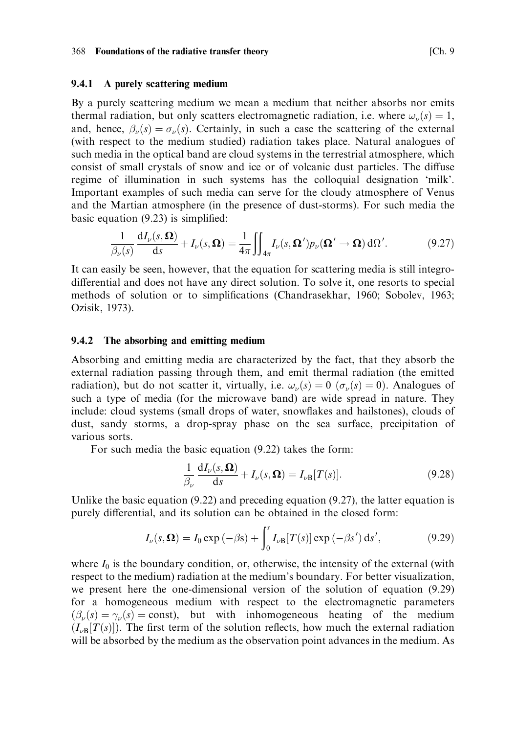### 9.4.1 A purely scattering medium

By a purely scattering medium we mean a medium that neither absorbs nor emits thermal radiation, but only scatters electromagnetic radiation, i.e. where $\omega_\nu(s) = 1$, and, hence, $\beta_\nu(s) = \sigma_\nu(s)$. Certainly, in such a case the scattering of the external (with respect to the medium studied) radiation takes place. Natural analogues of such media in the optical band are cloud systems in the terrestrial atmosphere, which consist of small crystals of snow and ice or of volcanic dust particles. The diffuse regime of illumination in such systems has the colloquial designation 'milk'. Important examples of such media can serve for the cloudy atmosphere of Venus and the Martian atmosphere (in the presence of dust-storms). For such media the basic equation (9.23) is simplified:

$$\frac{1}{\beta_\nu(s)} \frac{\mathrm{d}I_\nu(s, \mathbf{\Omega})}{\mathrm{d}s} + I_\nu(s, \mathbf{\Omega}) = \frac{1}{4\pi} \iint_{4\pi} I_\nu(s, \mathbf{\Omega}') p_\nu(\mathbf{\Omega}' \to \mathbf{\Omega}) \,\mathrm{d}\Omega'. \tag{9.27}$$

It can easily be seen, however, that the equation for scattering media is still integro-differential and does not have any direct solution. To solve it, one resorts to special methods of solution or to simplifications (Chandrasekhar, 1960; Sobolev, 1963; Ozisik, 1973).

### 9.4.2 The absorbing and emitting medium

Absorbing and emitting media are characterized by the fact, that they absorb the external radiation passing through them, and emit thermal radiation (the emitted radiation), but do not scatter it, virtually, i.e. $\omega_\nu(s) = 0$ ($\sigma_\nu(s) = 0$). Analogues of such a type of media (for the microwave band) are wide spread in nature. They include: cloud systems (small drops of water, snowflakes and hailstones), clouds of dust, sandy storms, a drop-spray phase on the sea surface, precipitation of various sorts.

For such media the basic equation (9.22) takes the form:

$$\frac{1}{\beta_\nu} \frac{\mathrm{d}I_\nu(s, \mathbf{\Omega})}{\mathrm{d}s} + I_\nu(s, \mathbf{\Omega}) = I_{\nu\mathrm{B}}[T(s)]. \tag{9.28}$$

Unlike the basic equation (9.22) and preceding equation (9.27), the latter equation is purely differential, and its solution can be obtained in the closed form:

$$I_\nu(s, \mathbf{\Omega}) = I_0 \exp(-\beta \mathrm{s}) + \int_0^s I_{\nu\mathrm{B}}[T(s)] \exp(-\beta s') \,\mathrm{d}s', \tag{9.29}$$

where $I_0$ is the boundary condition, or, otherwise, the intensity of the external (with respect to the medium) radiation at the medium's boundary. For better visualization, we present here the one-dimensional version of the solution of equation (9.29) for a homogeneous medium with respect to the electromagnetic parameters ($\beta_\nu(s) = \gamma_\nu(s) = \mathrm{const}$), but with inhomogeneous heating of the medium ($I_{\nu\mathrm{B}}[T(s)]$). The first term of the solution reflects, how much the external radiation will be absorbed by the medium as the observation point advances in the medium. As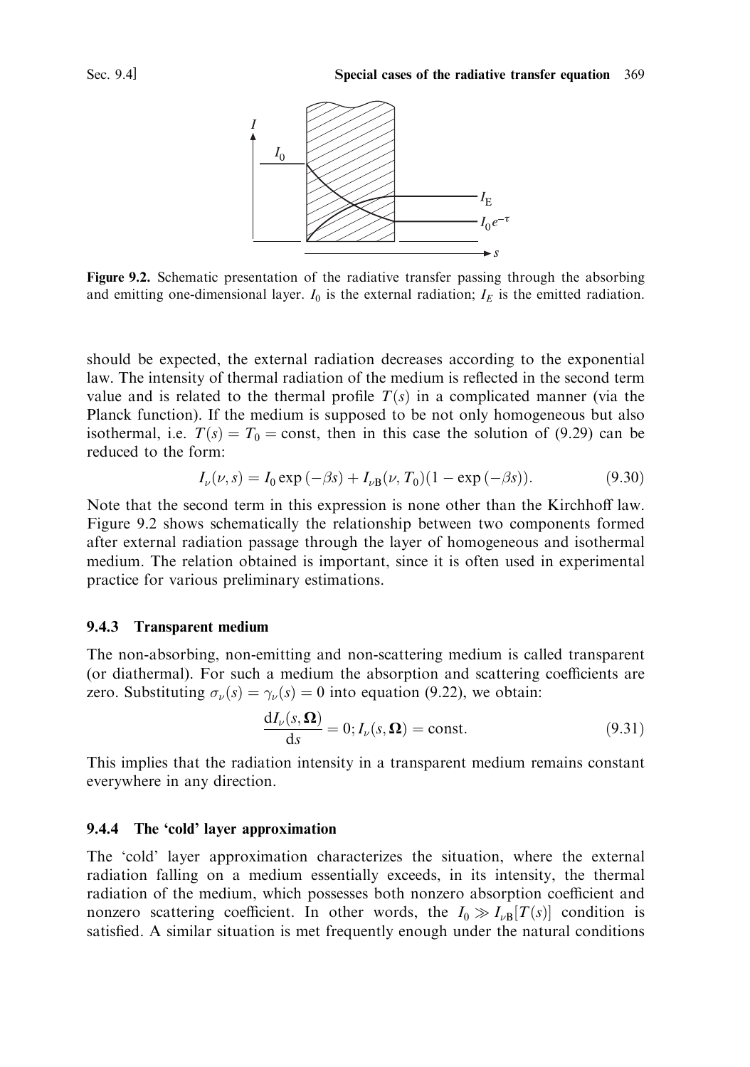**Figure 9.2.** Schematic presentation of the radiative transfer passing through the absorbing and emitting one-dimensional layer. $I_0$ is the external radiation; $I_E$ is the emitted radiation.

should be expected, the external radiation decreases according to the exponential law. The intensity of thermal radiation of the medium is reflected in the second term value and is related to the thermal profile $T(s)$ in a complicated manner (via the Planck function). If the medium is supposed to be not only homogeneous but also isothermal, i.e. $T(s) = T_0 = \text{const}$, then in this case the solution of (9.29) can be reduced to the form:

$$I_\nu(\nu, s) = I_0 \exp(-\beta s) + I_{\nu B}(\nu, T_0)(1 - \exp(-\beta s)). \tag{9.30}$$

Note that the second term in this expression is none other than the Kirchhoff law. Figure 9.2 shows schematically the relationship between two components formed after external radiation passage through the layer of homogeneous and isothermal medium. The relation obtained is important, since it is often used in experimental practice for various preliminary estimations.

### 9.4.3 Transparent medium

The non-absorbing, non-emitting and non-scattering medium is called transparent (or diathermal). For such a medium the absorption and scattering coefficients are zero. Substituting $\sigma_\nu(s) = \gamma_\nu(s) = 0$ into equation (9.22), we obtain:

$$\frac{dI_\nu(s, \mathbf{\Omega})}{ds} = 0; I_\nu(s, \mathbf{\Omega}) = \text{const}. \tag{9.31}$$

This implies that the radiation intensity in a transparent medium remains constant everywhere in any direction.

### 9.4.4 The 'cold' layer approximation

The 'cold' layer approximation characterizes the situation, where the external radiation falling on a medium essentially exceeds, in its intensity, the thermal radiation of the medium, which possesses both nonzero absorption coefficient and nonzero scattering coefficient. In other words, the $I_0 \gg I_{\nu B}[T(s)]$ condition is satisfied. A similar situation is met frequently enough under the natural conditions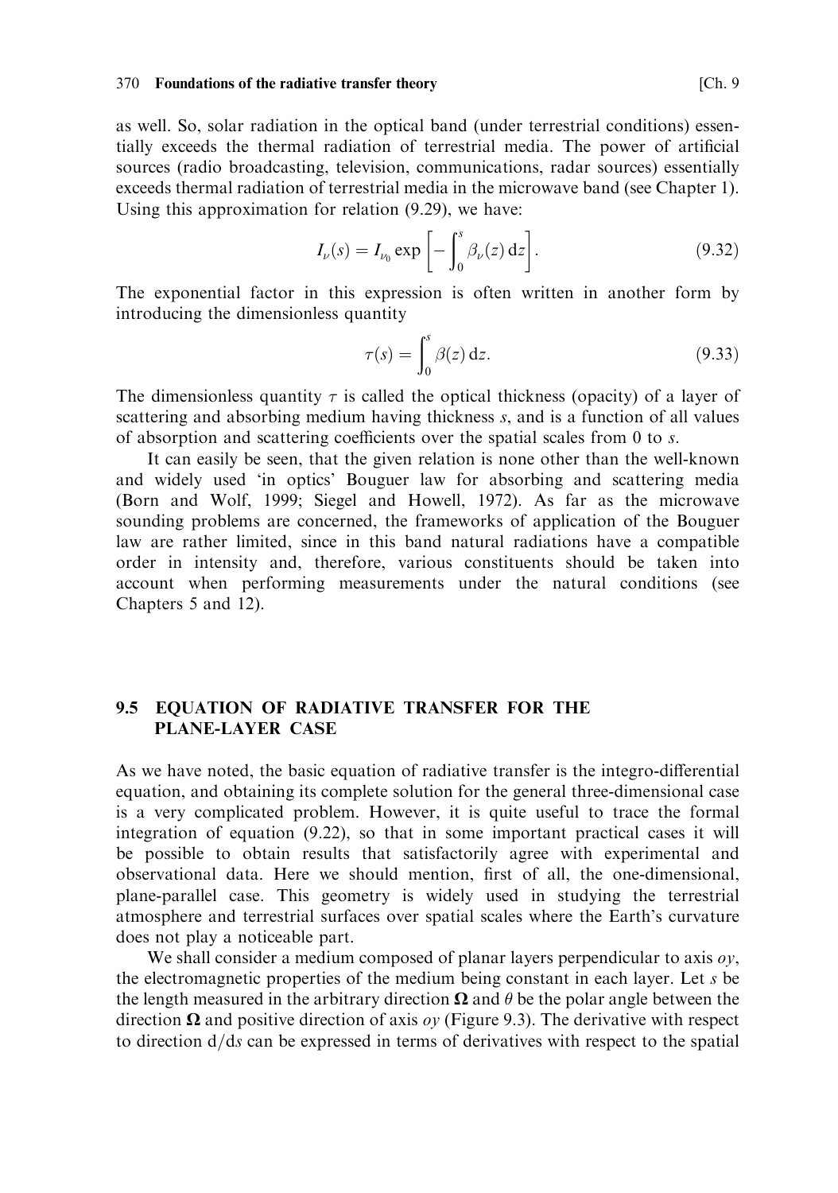as well. So, solar radiation in the optical band (under terrestrial conditions) essentially exceeds the thermal radiation of terrestrial media. The power of artificial sources (radio broadcasting, television, communications, radar sources) essentially exceeds thermal radiation of terrestrial media in the microwave band (see Chapter 1). Using this approximation for relation (9.29), we have:

$$I_\nu(s) = I_{\nu_0} \exp\left[-\int_0^s \beta_\nu(z)\,\mathrm{d}z\right]. \tag{9.32}$$

The exponential factor in this expression is often written in another form by introducing the dimensionless quantity

$$\tau(s) = \int_0^s \beta(z)\,\mathrm{d}z. \tag{9.33}$$

The dimensionless quantity $\tau$ is called the optical thickness (opacity) of a layer of scattering and absorbing medium having thickness $s$, and is a function of all values of absorption and scattering coefficients over the spatial scales from 0 to $s$.

It can easily be seen, that the given relation is none other than the well-known and widely used 'in optics' Bouguer law for absorbing and scattering media (Born and Wolf, 1999; Siegel and Howell, 1972). As far as the microwave sounding problems are concerned, the frameworks of application of the Bouguer law are rather limited, since in this band natural radiations have a compatible order in intensity and, therefore, various constituents should be taken into account when performing measurements under the natural conditions (see Chapters 5 and 12).

## 9.5 EQUATION OF RADIATIVE TRANSFER FOR THE PLANE-LAYER CASE

As we have noted, the basic equation of radiative transfer is the integro-differential equation, and obtaining its complete solution for the general three-dimensional case is a very complicated problem. However, it is quite useful to trace the formal integration of equation (9.22), so that in some important practical cases it will be possible to obtain results that satisfactorily agree with experimental and observational data. Here we should mention, first of all, the one-dimensional, plane-parallel case. This geometry is widely used in studying the terrestrial atmosphere and terrestrial surfaces over spatial scales where the Earth's curvature does not play a noticeable part.

We shall consider a medium composed of planar layers perpendicular to axis $oy$, the electromagnetic properties of the medium being constant in each layer. Let $s$ be the length measured in the arbitrary direction $\mathbf{\Omega}$ and $\theta$ be the polar angle between the direction $\mathbf{\Omega}$ and positive direction of axis $oy$ (Figure 9.3). The derivative with respect to direction $\mathrm{d}/\mathrm{d}s$ can be expressed in terms of derivatives with respect to the spatial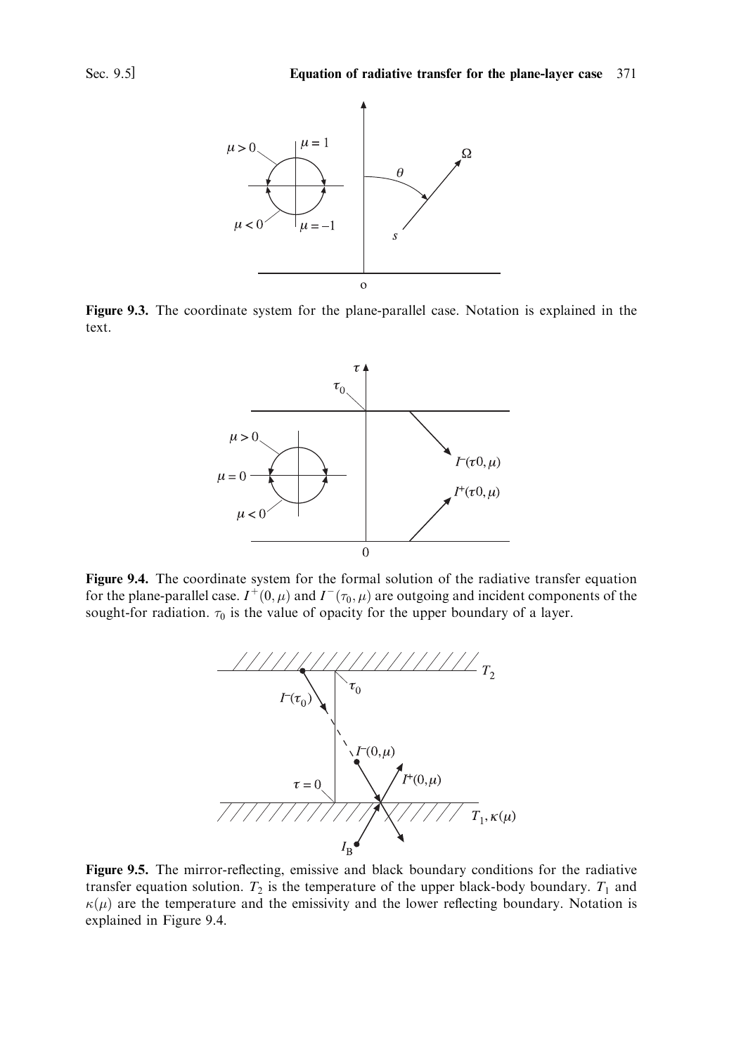**Figure 9.3.** The coordinate system for the plane-parallel case. Notation is explained in the text.

**Figure 9.4.** The coordinate system for the formal solution of the radiative transfer equation for the plane-parallel case. $I^+(0, \mu)$ and $I^-(\tau_0, \mu)$ are outgoing and incident components of the sought-for radiation. $\tau_0$ is the value of opacity for the upper boundary of a layer.

**Figure 9.5.** The mirror-reflecting, emissive and black boundary conditions for the radiative transfer equation solution. $T_2$ is the temperature of the upper black-body boundary. $T_1$ and $\kappa(\mu)$ are the temperature and the emissivity and the lower reflecting boundary. Notation is explained in Figure 9.4.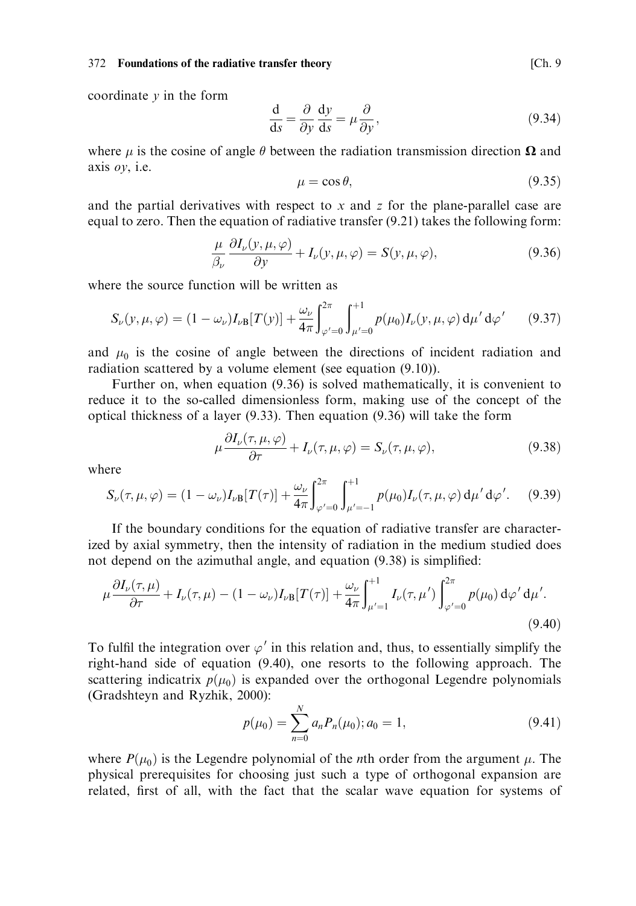coordinate $y$ in the form

$$\frac{\mathrm{d}}{\mathrm{d}s} = \frac{\partial}{\partial y}\frac{\mathrm{d}y}{\mathrm{d}s} = \mu\frac{\partial}{\partial y}, \tag{9.34}$$

where $\mu$ is the cosine of angle $\theta$ between the radiation transmission direction $\mathbf{\Omega}$ and axis $oy$, i.e.

$$\mu = \cos\theta, \tag{9.35}$$

and the partial derivatives with respect to $x$ and $z$ for the plane-parallel case are equal to zero. Then the equation of radiative transfer (9.21) takes the following form:

$$\frac{\mu}{\beta_\nu}\frac{\partial I_\nu(y,\mu,\varphi)}{\partial y} + I_\nu(y,\mu,\varphi) = S(y,\mu,\varphi), \tag{9.36}$$

where the source function will be written as

$$S_\nu(y,\mu,\varphi) = (1-\omega_\nu)I_{\nu\mathrm{B}}[T(y)] + \frac{\omega_\nu}{4\pi}\int_{\varphi'=0}^{2\pi}\int_{\mu'=0}^{+1} p(\mu_0)I_\nu(y,\mu,\varphi)\,\mathrm{d}\mu'\,\mathrm{d}\varphi' \tag{9.37}$$

and $\mu_0$ is the cosine of angle between the directions of incident radiation and radiation scattered by a volume element (see equation (9.10)).

Further on, when equation (9.36) is solved mathematically, it is convenient to reduce it to the so-called dimensionless form, making use of the concept of the optical thickness of a layer (9.33). Then equation (9.36) will take the form

$$\mu\frac{\partial I_\nu(\tau,\mu,\varphi)}{\partial\tau} + I_\nu(\tau,\mu,\varphi) = S_\nu(\tau,\mu,\varphi), \tag{9.38}$$

where

$$S_\nu(\tau,\mu,\varphi) = (1-\omega_\nu)I_{\nu\mathrm{B}}[T(\tau)] + \frac{\omega_\nu}{4\pi}\int_{\varphi'=0}^{2\pi}\int_{\mu'=-1}^{+1} p(\mu_0)I_\nu(\tau,\mu,\varphi)\,\mathrm{d}\mu'\,\mathrm{d}\varphi'. \tag{9.39}$$

If the boundary conditions for the equation of radiative transfer are characterized by axial symmetry, then the intensity of radiation in the medium studied does not depend on the azimuthal angle, and equation (9.38) is simplified:

$$\mu\frac{\partial I_\nu(\tau,\mu)}{\partial\tau} + I_\nu(\tau,\mu) - (1-\omega_\nu)I_{\nu\mathrm{B}}[T(\tau)] + \frac{\omega_\nu}{4\pi}\int_{\mu'=1}^{+1} I_\nu(\tau,\mu')\int_{\varphi'=0}^{2\pi} p(\mu_0)\,\mathrm{d}\varphi'\,\mathrm{d}\mu'. \tag{9.40}$$

To fulfil the integration over $\varphi'$ in this relation and, thus, to essentially simplify the right-hand side of equation (9.40), one resorts to the following approach. The scattering indicatrix $p(\mu_0)$ is expanded over the orthogonal Legendre polynomials (Gradshteyn and Ryzhik, 2000):

$$p(\mu_0) = \sum_{n=0}^{N} a_n P_n(\mu_0);\, a_0 = 1, \tag{9.41}$$

where $P(\mu_0)$ is the Legendre polynomial of the $n$th order from the argument $\mu$. The physical prerequisites for choosing just such a type of orthogonal expansion are related, first of all, with the fact that the scalar wave equation for systems of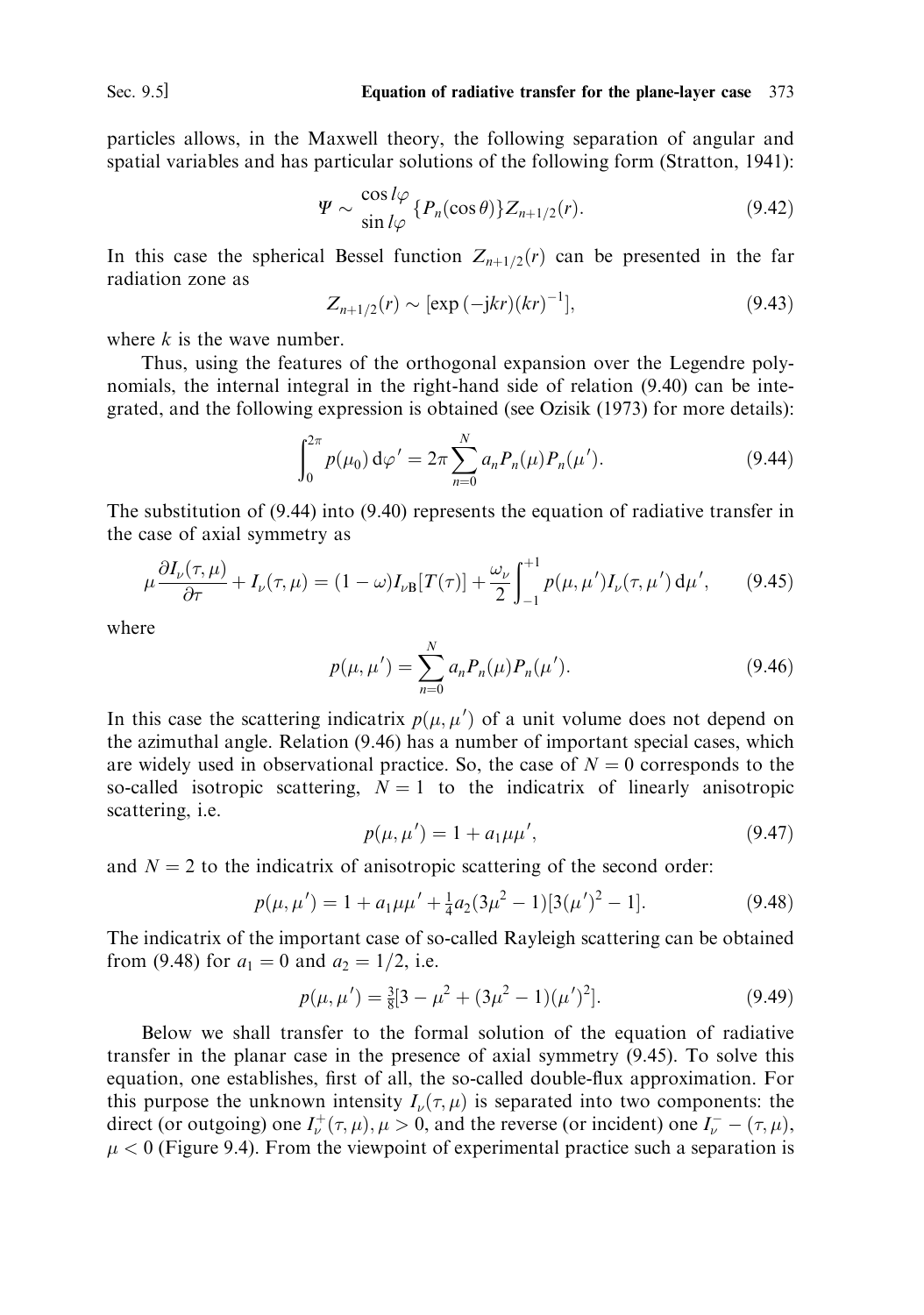particles allows, in the Maxwell theory, the following separation of angular and spatial variables and has particular solutions of the following form (Stratton, 1941):

$$\Psi \sim \frac{\cos l\varphi}{\sin l\varphi} \{P_n(\cos\theta)\} Z_{n+1/2}(r). \tag{9.42}$$

In this case the spherical Bessel function $Z_{n+1/2}(r)$ can be presented in the far radiation zone as

$$Z_{n+1/2}(r) \sim [\exp(-\mathrm{j}kr)(kr)^{-1}], \tag{9.43}$$

where $k$ is the wave number.

Thus, using the features of the orthogonal expansion over the Legendre polynomials, the internal integral in the right-hand side of relation (9.40) can be integrated, and the following expression is obtained (see Ozisik (1973) for more details):

$$\int_0^{2\pi} p(\mu_0)\, \mathrm{d}\varphi' = 2\pi \sum_{n=0}^{N} a_n P_n(\mu) P_n(\mu'). \tag{9.44}$$

The substitution of (9.44) into (9.40) represents the equation of radiative transfer in the case of axial symmetry as

$$\mu \frac{\partial I_\nu(\tau,\mu)}{\partial \tau} + I_\nu(\tau,\mu) = (1-\omega) I_{\nu \mathrm{B}}[T(\tau)] + \frac{\omega_\nu}{2} \int_{-1}^{+1} p(\mu,\mu') I_\nu(\tau,\mu')\, \mathrm{d}\mu', \tag{9.45}$$

where

$$p(\mu,\mu') = \sum_{n=0}^{N} a_n P_n(\mu) P_n(\mu'). \tag{9.46}$$

In this case the scattering indicatrix $p(\mu,\mu')$ of a unit volume does not depend on the azimuthal angle. Relation (9.46) has a number of important special cases, which are widely used in observational practice. So, the case of $N = 0$ corresponds to the so-called isotropic scattering, $N = 1$ to the indicatrix of linearly anisotropic scattering, i.e.

$$p(\mu,\mu') = 1 + a_1 \mu\mu', \tag{9.47}$$

and $N = 2$ to the indicatrix of anisotropic scattering of the second order:

$$p(\mu,\mu') = 1 + a_1\mu\mu' + \tfrac{1}{4} a_2 (3\mu^2 - 1)[3(\mu')^2 - 1]. \tag{9.48}$$

The indicatrix of the important case of so-called Rayleigh scattering can be obtained from (9.48) for $a_1 = 0$ and $a_2 = 1/2$, i.e.

$$p(\mu,\mu') = \tfrac{3}{8}[3 - \mu^2 + (3\mu^2 - 1)(\mu')^2]. \tag{9.49}$$

Below we shall transfer to the formal solution of the equation of radiative transfer in the planar case in the presence of axial symmetry (9.45). To solve this equation, one establishes, first of all, the so-called double-flux approximation. For this purpose the unknown intensity $I_\nu(\tau,\mu)$ is separated into two components: the direct (or outgoing) one $I_\nu^+(\tau,\mu), \mu > 0$, and the reverse (or incident) one $I_\nu^- - (\tau,\mu)$, $\mu < 0$ (Figure 9.4). From the viewpoint of experimental practice such a separation is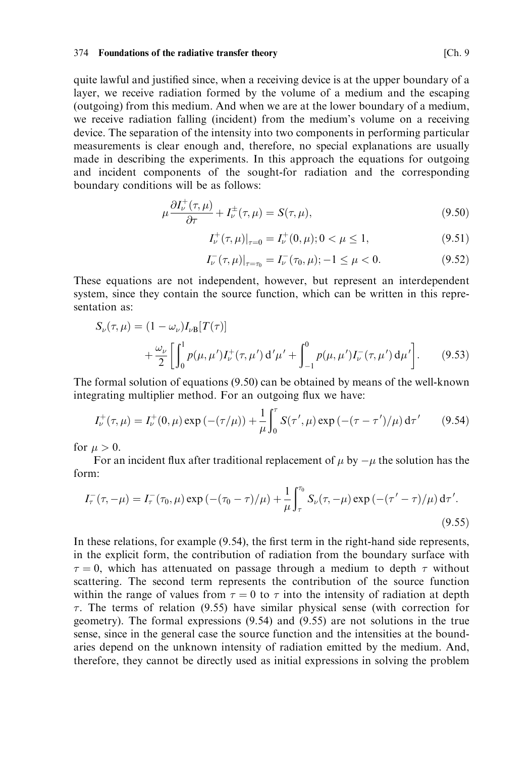quite lawful and justified since, when a receiving device is at the upper boundary of a layer, we receive radiation formed by the volume of a medium and the escaping (outgoing) from this medium. And when we are at the lower boundary of a medium, we receive radiation falling (incident) from the medium's volume on a receiving device. The separation of the intensity into two components in performing particular measurements is clear enough and, therefore, no special explanations are usually made in describing the experiments. In this approach the equations for outgoing and incident components of the sought-for radiation and the corresponding boundary conditions will be as follows:

$$\mu \frac{\partial I_{\nu}^{+}(\tau, \mu)}{\partial \tau} + I_{\nu}^{\pm}(\tau, \mu) = S(\tau, \mu), \tag{9.50}$$

$$I_{\nu}^{+}(\tau, \mu)\big|_{\tau=0} = I_{\nu}^{+}(0, \mu); 0 < \mu \leq 1, \tag{9.51}$$

$$I_{\nu}^{-}(\tau, \mu)\big|_{\tau=\tau_0} = I_{\nu}^{-}(\tau_0, \mu); -1 \leq \mu < 0. \tag{9.52}$$

These equations are not independent, however, but represent an interdependent system, since they contain the source function, which can be written in this representation as:

$$S_{\nu}(\tau, \mu) = (1 - \omega_{\nu}) I_{\nu\mathrm{B}}[T(\tau)] + \frac{\omega_{\nu}}{2} \left[ \int_{0}^{1} p(\mu, \mu') I_{\nu}^{+}(\tau, \mu') \, \mathrm{d}'\mu' + \int_{-1}^{0} p(\mu, \mu') I_{\nu}^{-}(\tau, \mu') \, \mathrm{d}\mu' \right]. \tag{9.53}$$

The formal solution of equations (9.50) can be obtained by means of the well-known integrating multiplier method. For an outgoing flux we have:

$$I_{\nu}^{+}(\tau, \mu) = I_{\nu}^{+}(0, \mu) \exp\left(-(\tau/\mu)\right) + \frac{1}{\mu} \int_{0}^{\tau} S(\tau', \mu) \exp\left(-(\tau - \tau')/\mu\right) \mathrm{d}\tau' \tag{9.54}$$

for $\mu > 0$.

For an incident flux after traditional replacement of $\mu$ by $-\mu$ the solution has the form:

$$I_{\tau}^{-}(\tau, -\mu) = I_{\tau}^{-}(\tau_0, \mu) \exp\left(-(\tau_0 - \tau)/\mu\right) + \frac{1}{\mu} \int_{\tau}^{\tau_0} S_{\nu}(\tau, -\mu) \exp\left(-(\tau' - \tau)/\mu\right) \mathrm{d}\tau'. \tag{9.55}$$

In these relations, for example (9.54), the first term in the right-hand side represents, in the explicit form, the contribution of radiation from the boundary surface with $\tau = 0$, which has attenuated on passage through a medium to depth $\tau$ without scattering. The second term represents the contribution of the source function within the range of values from $\tau = 0$ to $\tau$ into the intensity of radiation at depth $\tau$. The terms of relation (9.55) have similar physical sense (with correction for geometry). The formal expressions (9.54) and (9.55) are not solutions in the true sense, since in the general case the source function and the intensities at the boundaries depend on the unknown intensity of radiation emitted by the medium. And, therefore, they cannot be directly used as initial expressions in solving the problem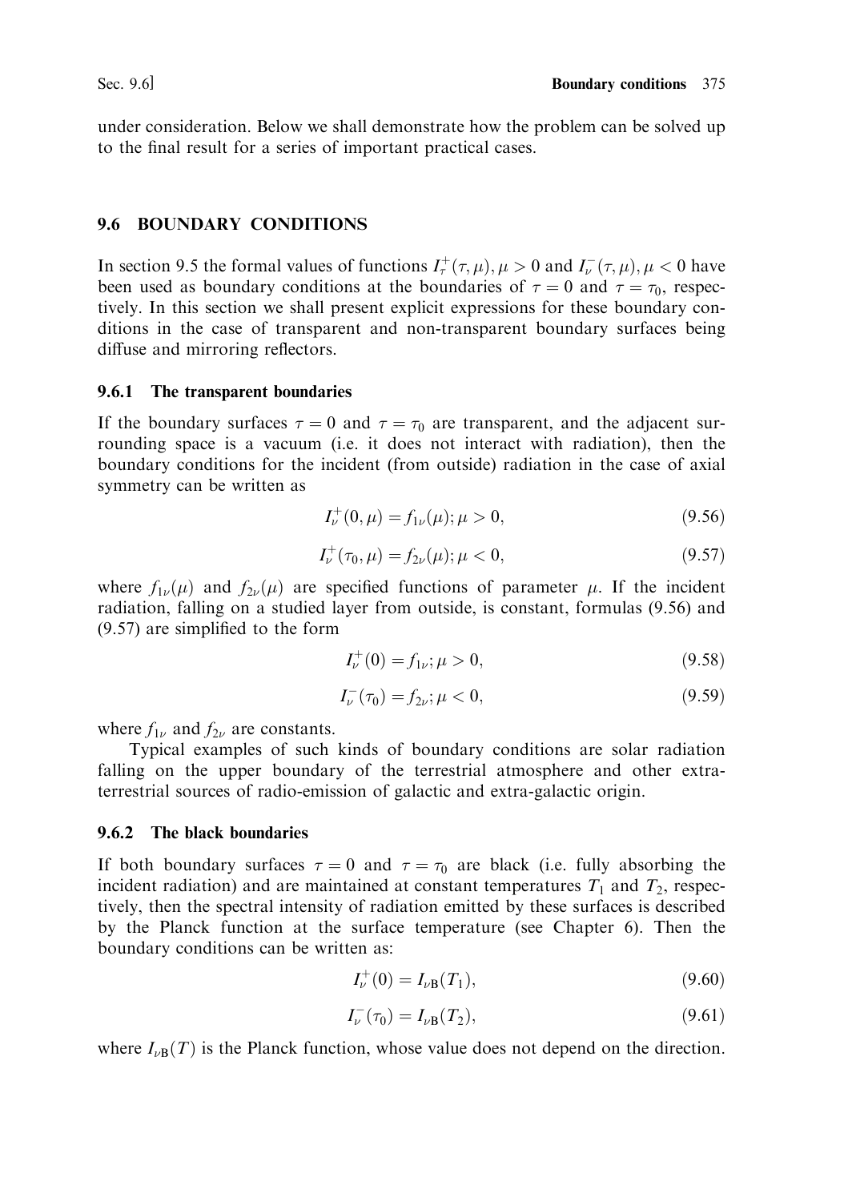under consideration. Below we shall demonstrate how the problem can be solved up to the final result for a series of important practical cases.

## 9.6 BOUNDARY CONDITIONS

In section 9.5 the formal values of functions $I_{\tau}^{+}(\tau, \mu), \mu > 0$ and $I_{\nu}^{-}(\tau, \mu), \mu < 0$ have been used as boundary conditions at the boundaries of $\tau = 0$ and $\tau = \tau_0$, respectively. In this section we shall present explicit expressions for these boundary conditions in the case of transparent and non-transparent boundary surfaces being diffuse and mirroring reflectors.

### 9.6.1 The transparent boundaries

If the boundary surfaces $\tau = 0$ and $\tau = \tau_0$ are transparent, and the adjacent surrounding space is a vacuum (i.e. it does not interact with radiation), then the boundary conditions for the incident (from outside) radiation in the case of axial symmetry can be written as

$$I_{\nu}^{+}(0, \mu) = f_{1\nu}(\mu); \mu > 0, \tag{9.56}$$

$$I_{\nu}^{+}(\tau_0, \mu) = f_{2\nu}(\mu); \mu < 0, \tag{9.57}$$

where $f_{1\nu}(\mu)$ and $f_{2\nu}(\mu)$ are specified functions of parameter $\mu$. If the incident radiation, falling on a studied layer from outside, is constant, formulas (9.56) and (9.57) are simplified to the form

$$I_{\nu}^{+}(0) = f_{1\nu}; \mu > 0, \tag{9.58}$$

$$I_{\nu}^{-}(\tau_0) = f_{2\nu}; \mu < 0, \tag{9.59}$$

where $f_{1\nu}$ and $f_{2\nu}$ are constants.

Typical examples of such kinds of boundary conditions are solar radiation falling on the upper boundary of the terrestrial atmosphere and other extra-terrestrial sources of radio-emission of galactic and extra-galactic origin.

### 9.6.2 The black boundaries

If both boundary surfaces $\tau = 0$ and $\tau = \tau_0$ are black (i.e. fully absorbing the incident radiation) and are maintained at constant temperatures $T_1$ and $T_2$, respectively, then the spectral intensity of radiation emitted by these surfaces is described by the Planck function at the surface temperature (see Chapter 6). Then the boundary conditions can be written as:

$$I_{\nu}^{+}(0) = I_{\nu \text{B}}(T_1), \tag{9.60}$$

$$I_{\nu}^{-}(\tau_0) = I_{\nu \text{B}}(T_2), \tag{9.61}$$

where $I_{\nu \text{B}}(T)$ is the Planck function, whose value does not depend on the direction.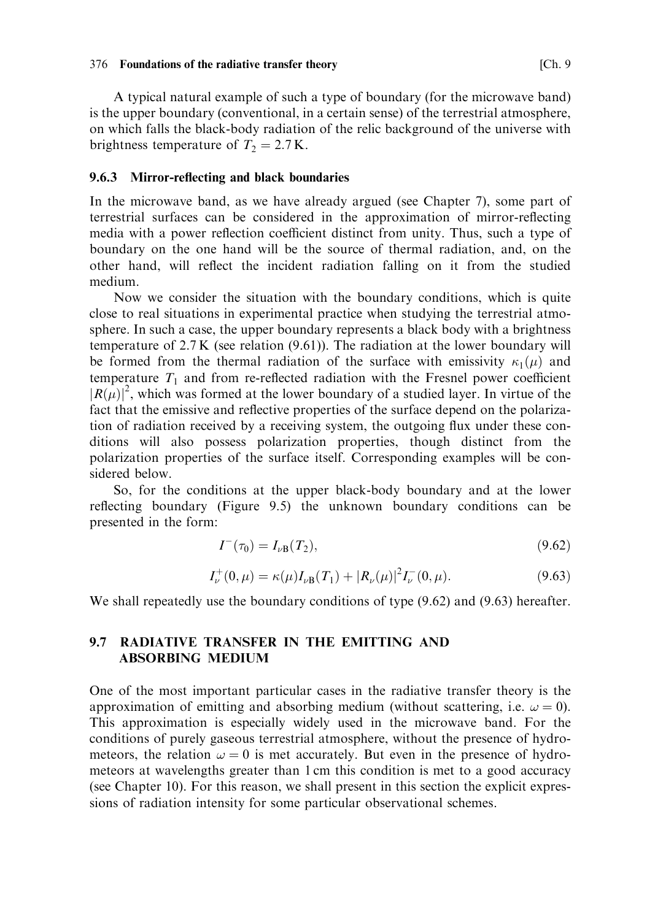A typical natural example of such a type of boundary (for the microwave band) is the upper boundary (conventional, in a certain sense) of the terrestrial atmosphere, on which falls the black-body radiation of the relic background of the universe with brightness temperature of $T_2 = 2.7\,\text{K}$.

### 9.6.3 Mirror-reflecting and black boundaries

In the microwave band, as we have already argued (see Chapter 7), some part of terrestrial surfaces can be considered in the approximation of mirror-reflecting media with a power reflection coefficient distinct from unity. Thus, such a type of boundary on the one hand will be the source of thermal radiation, and, on the other hand, will reflect the incident radiation falling on it from the studied medium.

Now we consider the situation with the boundary conditions, which is quite close to real situations in experimental practice when studying the terrestrial atmosphere. In such a case, the upper boundary represents a black body with a brightness temperature of 2.7 K (see relation (9.61)). The radiation at the lower boundary will be formed from the thermal radiation of the surface with emissivity $\kappa_1(\mu)$ and temperature $T_1$ and from re-reflected radiation with the Fresnel power coefficient $|R(\mu)|^2$, which was formed at the lower boundary of a studied layer. In virtue of the fact that the emissive and reflective properties of the surface depend on the polarization of radiation received by a receiving system, the outgoing flux under these conditions will also possess polarization properties, though distinct from the polarization properties of the surface itself. Corresponding examples will be considered below.

So, for the conditions at the upper black-body boundary and at the lower reflecting boundary (Figure 9.5) the unknown boundary conditions can be presented in the form:

$$I^{-}(\tau_0) = I_{\nu\text{B}}(T_2), \tag{9.62}$$

$$I_{\nu}^{+}(0, \mu) = \kappa(\mu) I_{\nu\text{B}}(T_1) + |R_{\nu}(\mu)|^2 I_{\nu}^{-}(0, \mu). \tag{9.63}$$

We shall repeatedly use the boundary conditions of type (9.62) and (9.63) hereafter.

## 9.7 RADIATIVE TRANSFER IN THE EMITTING AND ABSORBING MEDIUM

One of the most important particular cases in the radiative transfer theory is the approximation of emitting and absorbing medium (without scattering, i.e. $\omega = 0$). This approximation is especially widely used in the microwave band. For the conditions of purely gaseous terrestrial atmosphere, without the presence of hydrometeors, the relation $\omega = 0$ is met accurately. But even in the presence of hydrometeors at wavelengths greater than 1 cm this condition is met to a good accuracy (see Chapter 10). For this reason, we shall present in this section the explicit expressions of radiation intensity for some particular observational schemes.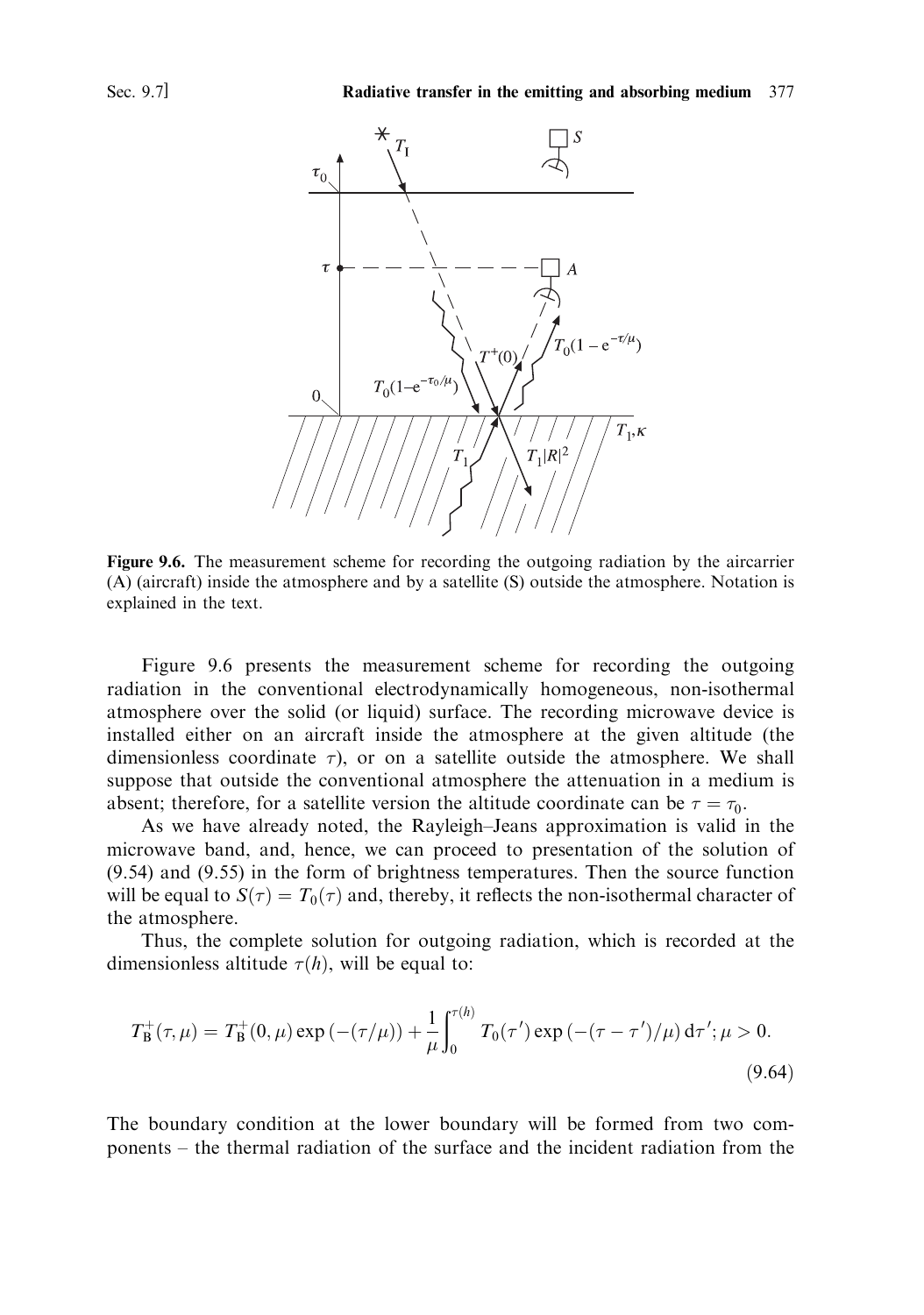**Figure 9.6.** The measurement scheme for recording the outgoing radiation by the aircarrier (A) (aircraft) inside the atmosphere and by a satellite (S) outside the atmosphere. Notation is explained in the text.

Figure 9.6 presents the measurement scheme for recording the outgoing radiation in the conventional electrodynamically homogeneous, non-isothermal atmosphere over the solid (or liquid) surface. The recording microwave device is installed either on an aircraft inside the atmosphere at the given altitude (the dimensionless coordinate $\tau$), or on a satellite outside the atmosphere. We shall suppose that outside the conventional atmosphere the attenuation in a medium is absent; therefore, for a satellite version the altitude coordinate can be $\tau = \tau_0$.

As we have already noted, the Rayleigh–Jeans approximation is valid in the microwave band, and, hence, we can proceed to presentation of the solution of (9.54) and (9.55) in the form of brightness temperatures. Then the source function will be equal to $S(\tau) = T_0(\tau)$ and, thereby, it reflects the non-isothermal character of the atmosphere.

Thus, the complete solution for outgoing radiation, which is recorded at the dimensionless altitude $\tau(h)$, will be equal to:

$$T_{\mathrm{B}}^{+}(\tau,\mu) = T_{\mathrm{B}}^{+}(0,\mu)\exp\left(-(\tau/\mu)\right) + \frac{1}{\mu}\int_0^{\tau(h)} T_0(\tau')\exp\left(-(\tau-\tau')/\mu\right)\mathrm{d}\tau';\ \mu > 0. \tag{9.64}$$

The boundary condition at the lower boundary will be formed from two components – the thermal radiation of the surface and the incident radiation from the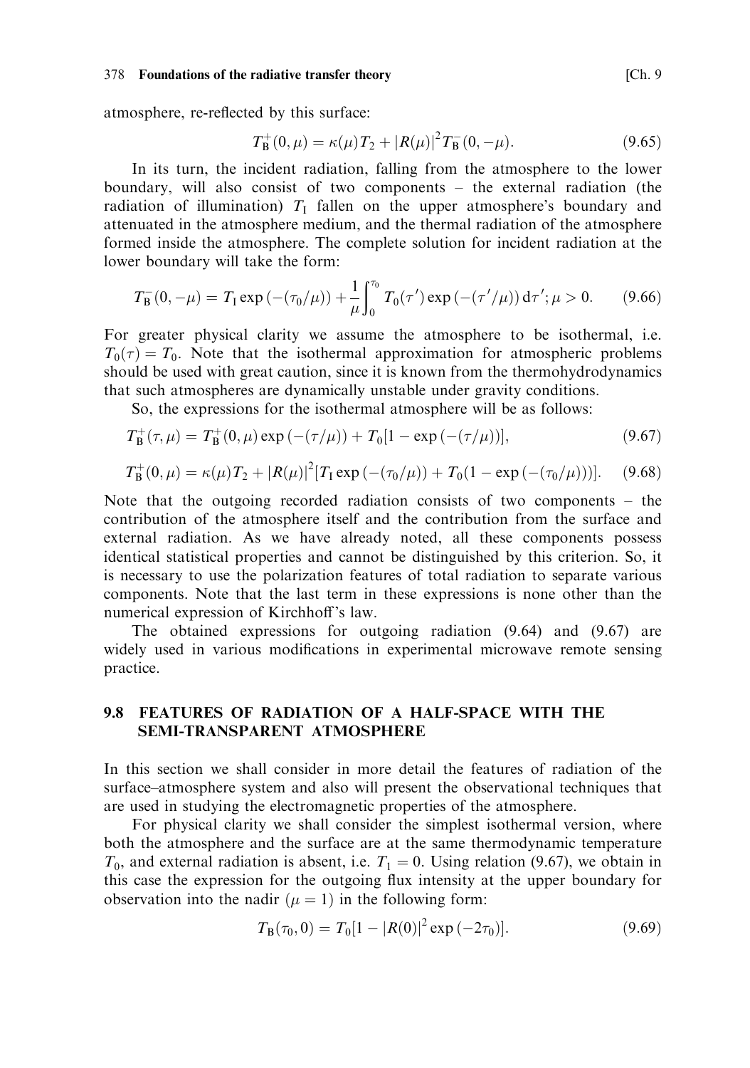atmosphere, re-reflected by this surface:

$$T_B^+(0,\mu) = \kappa(\mu)T_2 + |R(\mu)|^2 T_B^-(0,-\mu). \tag{9.65}$$

In its turn, the incident radiation, falling from the atmosphere to the lower boundary, will also consist of two components – the external radiation (the radiation of illumination) $T_I$ fallen on the upper atmosphere's boundary and attenuated in the atmosphere medium, and the thermal radiation of the atmosphere formed inside the atmosphere. The complete solution for incident radiation at the lower boundary will take the form:

$$T_B^-(0,-\mu) = T_I \exp(-(\tau_0/\mu)) + \frac{1}{\mu}\int_0^{\tau_0} T_0(\tau')\exp(-(\tau'/\mu))\,d\tau';\ \mu > 0. \tag{9.66}$$

For greater physical clarity we assume the atmosphere to be isothermal, i.e. $T_0(\tau) = T_0$. Note that the isothermal approximation for atmospheric problems should be used with great caution, since it is known from the thermohydrodynamics that such atmospheres are dynamically unstable under gravity conditions.

So, the expressions for the isothermal atmosphere will be as follows:

$$T_B^+(\tau,\mu) = T_B^+(0,\mu)\exp(-(\tau/\mu)) + T_0[1 - \exp(-(\tau/\mu))], \tag{9.67}$$

$$T_B^+(0,\mu) = \kappa(\mu)T_2 + |R(\mu)|^2[T_I \exp(-(\tau_0/\mu)) + T_0(1 - \exp(-(\tau_0/\mu)))]. \tag{9.68}$$

Note that the outgoing recorded radiation consists of two components – the contribution of the atmosphere itself and the contribution from the surface and external radiation. As we have already noted, all these components possess identical statistical properties and cannot be distinguished by this criterion. So, it is necessary to use the polarization features of total radiation to separate various components. Note that the last term in these expressions is none other than the numerical expression of Kirchhoff's law.

The obtained expressions for outgoing radiation (9.64) and (9.67) are widely used in various modifications in experimental microwave remote sensing practice.

## 9.8 FEATURES OF RADIATION OF A HALF-SPACE WITH THE SEMI-TRANSPARENT ATMOSPHERE

In this section we shall consider in more detail the features of radiation of the surface–atmosphere system and also will present the observational techniques that are used in studying the electromagnetic properties of the atmosphere.

For physical clarity we shall consider the simplest isothermal version, where both the atmosphere and the surface are at the same thermodynamic temperature $T_0$, and external radiation is absent, i.e. $T_1 = 0$. Using relation (9.67), we obtain in this case the expression for the outgoing flux intensity at the upper boundary for observation into the nadir ($\mu = 1$) in the following form:

$$T_B(\tau_0, 0) = T_0[1 - |R(0)|^2 \exp(-2\tau_0)]. \tag{9.69}$$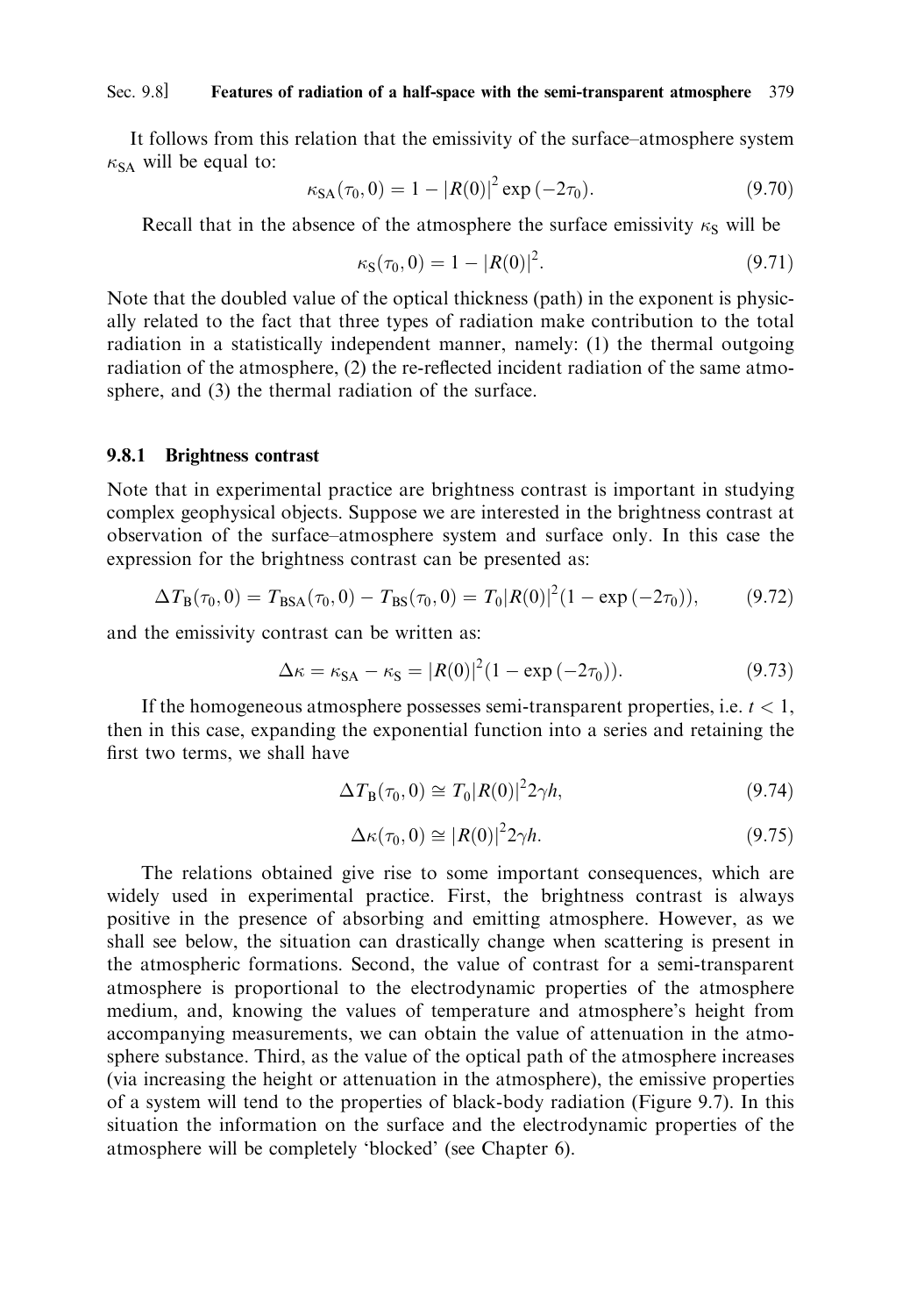It follows from this relation that the emissivity of the surface–atmosphere system $\kappa_{\mathrm{SA}}$ will be equal to:

$$\kappa_{\mathrm{SA}}(\tau_0, 0) = 1 - |R(0)|^2 \exp(-2\tau_0). \tag{9.70}$$

Recall that in the absence of the atmosphere the surface emissivity $\kappa_{\mathrm{S}}$ will be

$$\kappa_{\mathrm{S}}(\tau_0, 0) = 1 - |R(0)|^2. \tag{9.71}$$

Note that the doubled value of the optical thickness (path) in the exponent is physically related to the fact that three types of radiation make contribution to the total radiation in a statistically independent manner, namely: (1) the thermal outgoing radiation of the atmosphere, (2) the re-reflected incident radiation of the same atmosphere, and (3) the thermal radiation of the surface.

### 9.8.1 Brightness contrast

Note that in experimental practice are brightness contrast is important in studying complex geophysical objects. Suppose we are interested in the brightness contrast at observation of the surface–atmosphere system and surface only. In this case the expression for the brightness contrast can be presented as:

$$\Delta T_{\mathrm{B}}(\tau_0, 0) = T_{\mathrm{BSA}}(\tau_0, 0) - T_{\mathrm{BS}}(\tau_0, 0) = T_0 |R(0)|^2 (1 - \exp(-2\tau_0)), \tag{9.72}$$

and the emissivity contrast can be written as:

$$\Delta\kappa = \kappa_{\mathrm{SA}} - \kappa_{\mathrm{S}} = |R(0)|^2 (1 - \exp(-2\tau_0)). \tag{9.73}$$

If the homogeneous atmosphere possesses semi-transparent properties, i.e. $t < 1$, then in this case, expanding the exponential function into a series and retaining the first two terms, we shall have

$$\Delta T_{\mathrm{B}}(\tau_0, 0) \cong T_0 |R(0)|^2 2\gamma h, \tag{9.74}$$

$$\Delta\kappa(\tau_0, 0) \cong |R(0)|^2 2\gamma h. \tag{9.75}$$

The relations obtained give rise to some important consequences, which are widely used in experimental practice. First, the brightness contrast is always positive in the presence of absorbing and emitting atmosphere. However, as we shall see below, the situation can drastically change when scattering is present in the atmospheric formations. Second, the value of contrast for a semi-transparent atmosphere is proportional to the electrodynamic properties of the atmosphere medium, and, knowing the values of temperature and atmosphere's height from accompanying measurements, we can obtain the value of attenuation in the atmosphere substance. Third, as the value of the optical path of the atmosphere increases (via increasing the height or attenuation in the atmosphere), the emissive properties of a system will tend to the properties of black-body radiation (Figure 9.7). In this situation the information on the surface and the electrodynamic properties of the atmosphere will be completely 'blocked' (see Chapter 6).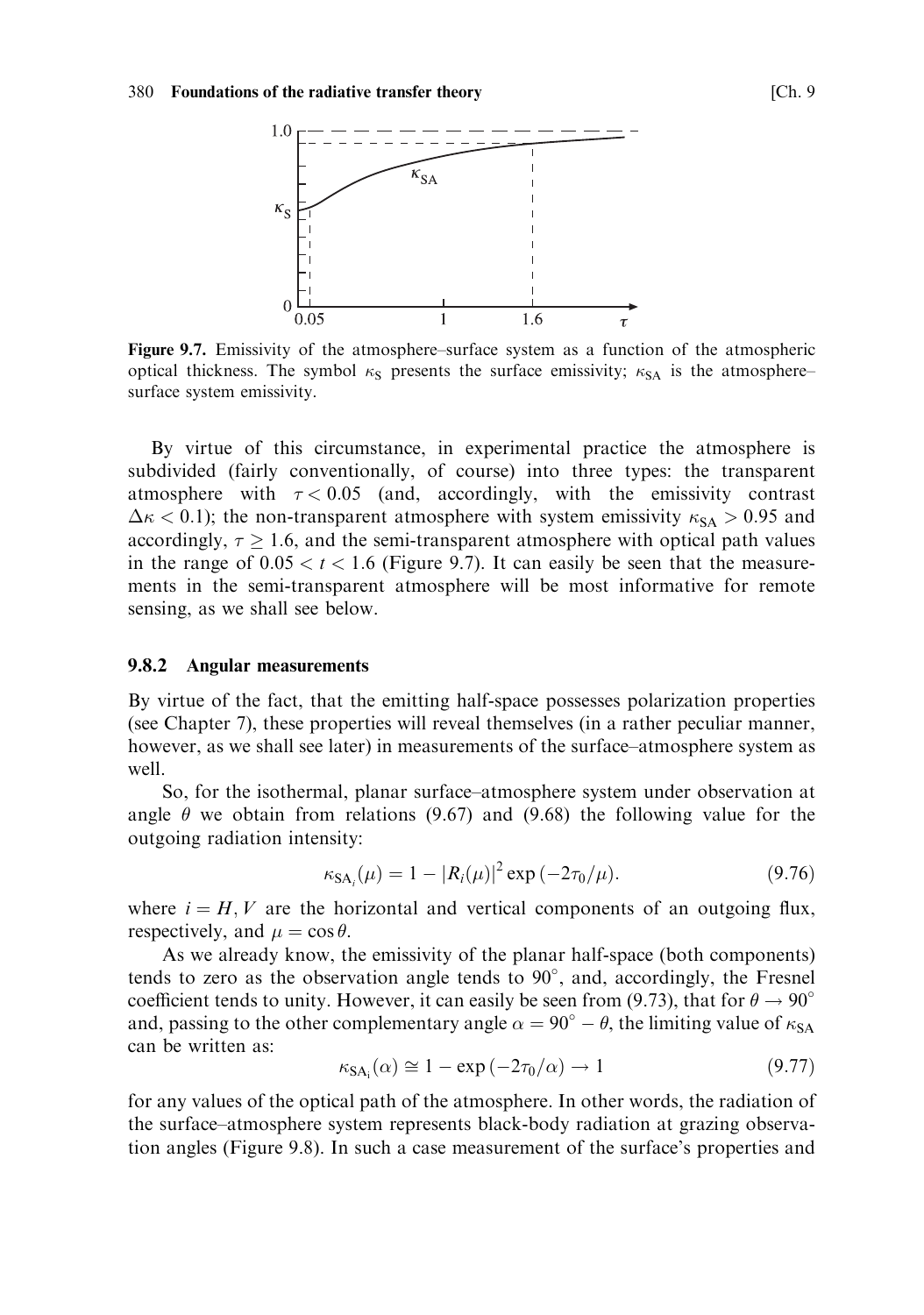**Figure 9.7.** Emissivity of the atmosphere–surface system as a function of the atmospheric optical thickness. The symbol $\kappa_S$ presents the surface emissivity; $\kappa_{SA}$ is the atmosphere–surface system emissivity.

By virtue of this circumstance, in experimental practice the atmosphere is subdivided (fairly conventionally, of course) into three types: the transparent atmosphere with $\tau < 0.05$ (and, accordingly, with the emissivity contrast $\Delta\kappa < 0.1$); the non-transparent atmosphere with system emissivity $\kappa_{SA} > 0.95$ and accordingly, $\tau \geq 1.6$, and the semi-transparent atmosphere with optical path values in the range of $0.05 < t < 1.6$ (Figure 9.7). It can easily be seen that the measurements in the semi-transparent atmosphere will be most informative for remote sensing, as we shall see below.

### 9.8.2 Angular measurements

By virtue of the fact, that the emitting half-space possesses polarization properties (see Chapter 7), these properties will reveal themselves (in a rather peculiar manner, however, as we shall see later) in measurements of the surface–atmosphere system as well.

So, for the isothermal, planar surface–atmosphere system under observation at angle $\theta$ we obtain from relations (9.67) and (9.68) the following value for the outgoing radiation intensity:

$$\kappa_{SA_i}(\mu) = 1 - |R_i(\mu)|^2 \exp(-2\tau_0/\mu). \tag{9.76}$$

where $i = H, V$ are the horizontal and vertical components of an outgoing flux, respectively, and $\mu = \cos\theta$.

As we already know, the emissivity of the planar half-space (both components) tends to zero as the observation angle tends to 90°, and, accordingly, the Fresnel coefficient tends to unity. However, it can easily be seen from (9.73), that for $\theta \to 90^\circ$ and, passing to the other complementary angle $\alpha = 90^\circ - \theta$, the limiting value of $\kappa_{SA}$ can be written as:

$$\kappa_{SA_i}(\alpha) \cong 1 - \exp(-2\tau_0/\alpha) \to 1 \tag{9.77}$$

for any values of the optical path of the atmosphere. In other words, the radiation of the surface–atmosphere system represents black-body radiation at grazing observation angles (Figure 9.8). In such a case measurement of the surface's properties and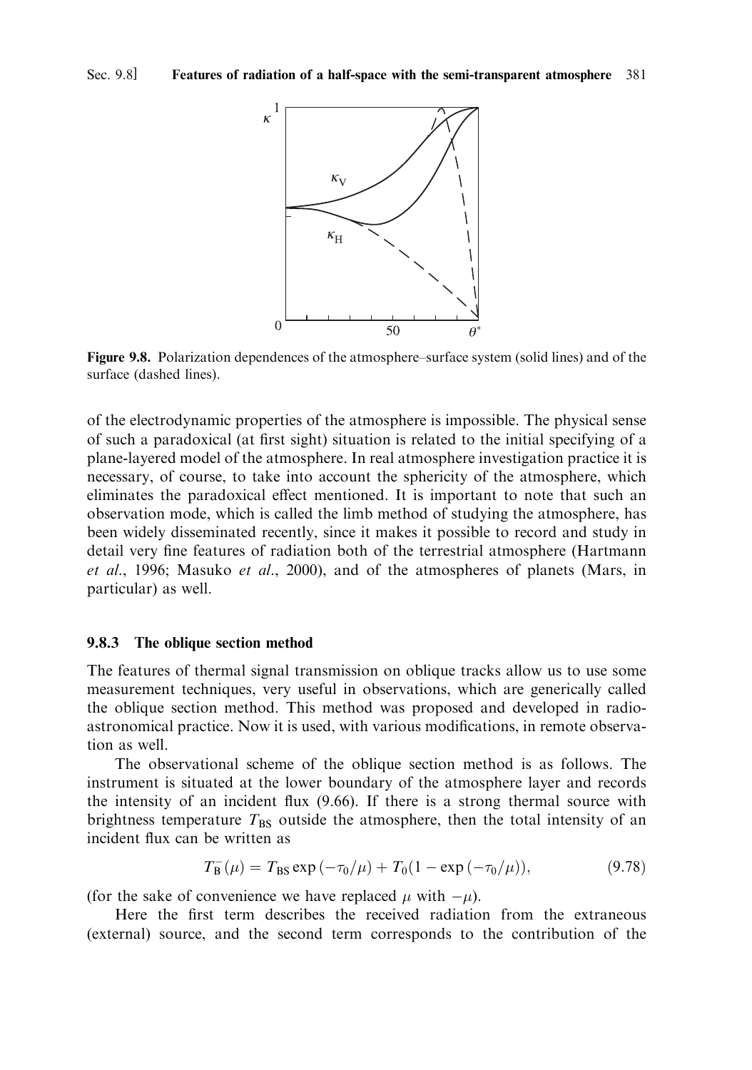**Figure 9.8.** Polarization dependences of the atmosphere–surface system (solid lines) and of the surface (dashed lines).

of the electrodynamic properties of the atmosphere is impossible. The physical sense of such a paradoxical (at first sight) situation is related to the initial specifying of a plane-layered model of the atmosphere. In real atmosphere investigation practice it is necessary, of course, to take into account the sphericity of the atmosphere, which eliminates the paradoxical effect mentioned. It is important to note that such an observation mode, which is called the limb method of studying the atmosphere, has been widely disseminated recently, since it makes it possible to record and study in detail very fine features of radiation both of the terrestrial atmosphere (Hartmann *et al.*, 1996; Masuko *et al.*, 2000), and of the atmospheres of planets (Mars, in particular) as well.

### 9.8.3 The oblique section method

The features of thermal signal transmission on oblique tracks allow us to use some measurement techniques, very useful in observations, which are generically called the oblique section method. This method was proposed and developed in radio-astronomical practice. Now it is used, with various modifications, in remote observation as well.

The observational scheme of the oblique section method is as follows. The instrument is situated at the lower boundary of the atmosphere layer and records the intensity of an incident flux (9.66). If there is a strong thermal source with brightness temperature $T_{BS}$ outside the atmosphere, then the total intensity of an incident flux can be written as

$$T_B^-(\mu) = T_{BS} \exp(-\tau_0/\mu) + T_0(1 - \exp(-\tau_0/\mu)), \tag{9.78}$$

(for the sake of convenience we have replaced $\mu$ with $-\mu$).

Here the first term describes the received radiation from the extraneous (external) source, and the second term corresponds to the contribution of the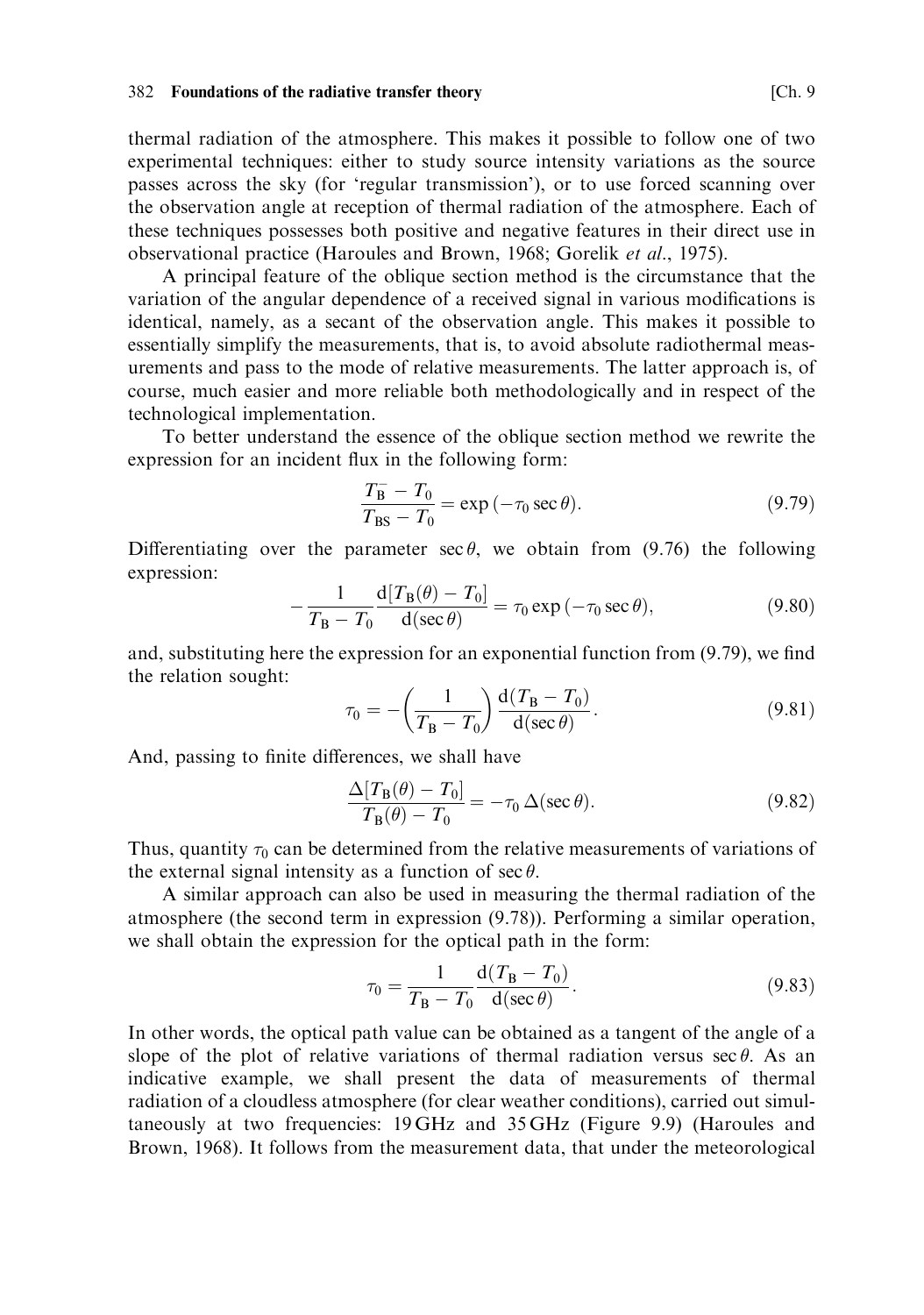thermal radiation of the atmosphere. This makes it possible to follow one of two experimental techniques: either to study source intensity variations as the source passes across the sky (for 'regular transmission'), or to use forced scanning over the observation angle at reception of thermal radiation of the atmosphere. Each of these techniques possesses both positive and negative features in their direct use in observational practice (Haroules and Brown, 1968; Gorelik *et al*., 1975).

A principal feature of the oblique section method is the circumstance that the variation of the angular dependence of a received signal in various modifications is identical, namely, as a secant of the observation angle. This makes it possible to essentially simplify the measurements, that is, to avoid absolute radiothermal measurements and pass to the mode of relative measurements. The latter approach is, of course, much easier and more reliable both methodologically and in respect of the technological implementation.

To better understand the essence of the oblique section method we rewrite the expression for an incident flux in the following form:

$$\frac{T_{\mathrm{B}}^{-} - T_0}{T_{\mathrm{BS}} - T_0} = \exp(-\tau_0 \sec\theta). \tag{9.79}$$

Differentiating over the parameter $\sec\theta$, we obtain from (9.76) the following expression:

$$-\frac{1}{T_{\mathrm{B}} - T_0}\frac{\mathrm{d}[T_{\mathrm{B}}(\theta) - T_0]}{\mathrm{d}(\sec\theta)} = \tau_0 \exp(-\tau_0 \sec\theta), \tag{9.80}$$

and, substituting here the expression for an exponential function from (9.79), we find the relation sought:

$$\tau_0 = -\left(\frac{1}{T_{\mathrm{B}} - T_0}\right)\frac{\mathrm{d}(T_{\mathrm{B}} - T_0)}{\mathrm{d}(\sec\theta)}. \tag{9.81}$$

And, passing to finite differences, we shall have

$$\frac{\Delta[T_{\mathrm{B}}(\theta) - T_0]}{T_{\mathrm{B}}(\theta) - T_0} = -\tau_0\,\Delta(\sec\theta). \tag{9.82}$$

Thus, quantity $\tau_0$ can be determined from the relative measurements of variations of the external signal intensity as a function of $\sec\theta$.

A similar approach can also be used in measuring the thermal radiation of the atmosphere (the second term in expression (9.78)). Performing a similar operation, we shall obtain the expression for the optical path in the form:

$$\tau_0 = \frac{1}{T_{\mathrm{B}} - T_0}\frac{\mathrm{d}(T_{\mathrm{B}} - T_0)}{\mathrm{d}(\sec\theta)}. \tag{9.83}$$

In other words, the optical path value can be obtained as a tangent of the angle of a slope of the plot of relative variations of thermal radiation versus $\sec\theta$. As an indicative example, we shall present the data of measurements of thermal radiation of a cloudless atmosphere (for clear weather conditions), carried out simultaneously at two frequencies: 19 GHz and 35 GHz (Figure 9.9) (Haroules and Brown, 1968). It follows from the measurement data, that under the meteorological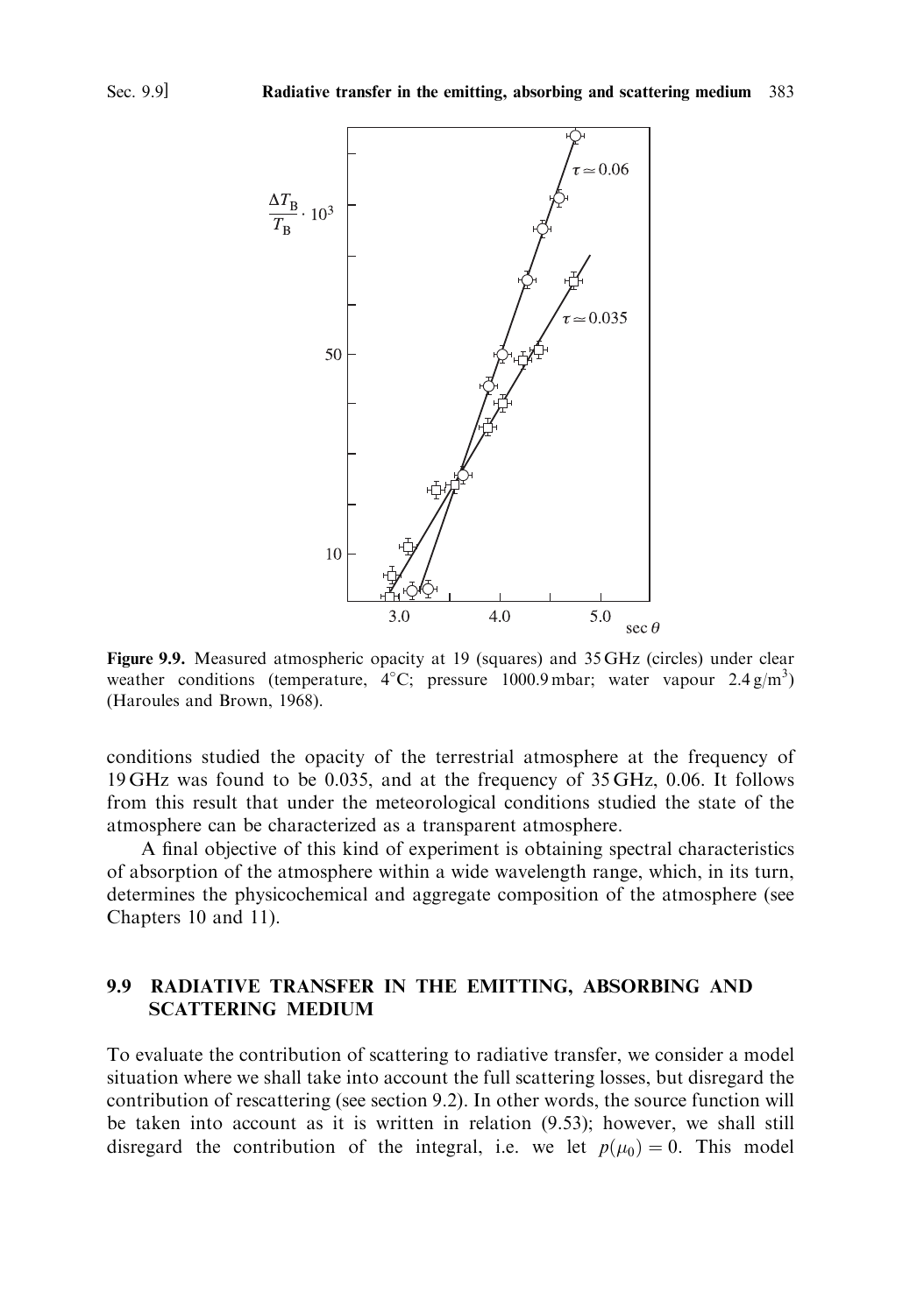**Figure 9.9.** Measured atmospheric opacity at 19 (squares) and 35 GHz (circles) under clear weather conditions (temperature, 4°C; pressure 1000.9 mbar; water vapour 2.4 g/m$^3$) (Haroules and Brown, 1968).

conditions studied the opacity of the terrestrial atmosphere at the frequency of 19 GHz was found to be 0.035, and at the frequency of 35 GHz, 0.06. It follows from this result that under the meteorological conditions studied the state of the atmosphere can be characterized as a transparent atmosphere.

A final objective of this kind of experiment is obtaining spectral characteristics of absorption of the atmosphere within a wide wavelength range, which, in its turn, determines the physicochemical and aggregate composition of the atmosphere (see Chapters 10 and 11).

## 9.9 RADIATIVE TRANSFER IN THE EMITTING, ABSORBING AND SCATTERING MEDIUM

To evaluate the contribution of scattering to radiative transfer, we consider a model situation where we shall take into account the full scattering losses, but disregard the contribution of rescattering (see section 9.2). In other words, the source function will be taken into account as it is written in relation (9.53); however, we shall still disregard the contribution of the integral, i.e. we let $p(\mu_0) = 0$. This model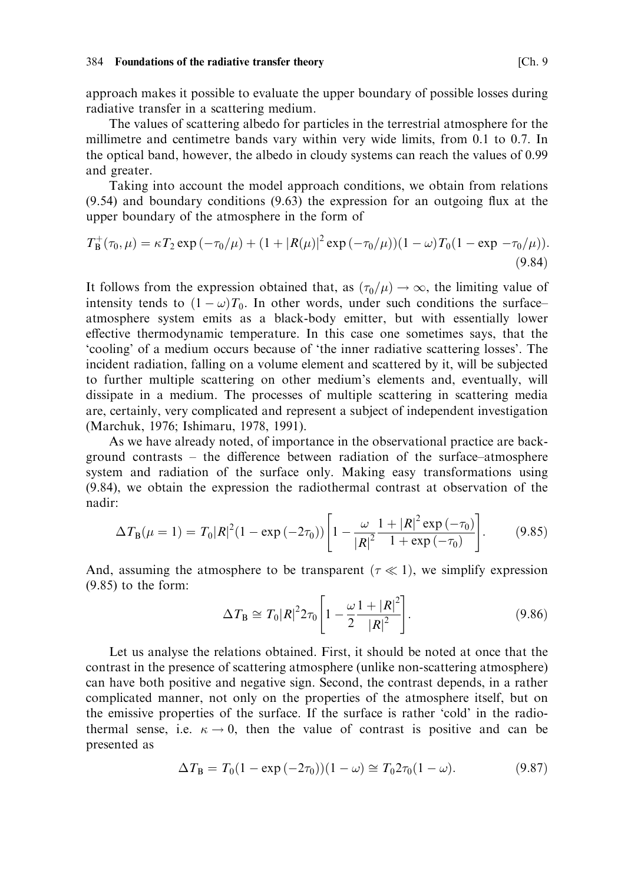approach makes it possible to evaluate the upper boundary of possible losses during radiative transfer in a scattering medium.

The values of scattering albedo for particles in the terrestrial atmosphere for the millimetre and centimetre bands vary within very wide limits, from 0.1 to 0.7. In the optical band, however, the albedo in cloudy systems can reach the values of 0.99 and greater.

Taking into account the model approach conditions, we obtain from relations (9.54) and boundary conditions (9.63) the expression for an outgoing flux at the upper boundary of the atmosphere in the form of

$$T_{\mathrm{B}}^{+}(\tau_0, \mu) = \kappa T_2 \exp(-\tau_0/\mu) + (1 + |R(\mu)|^2 \exp(-\tau_0/\mu))(1-\omega)T_0(1 - \exp -\tau_0/\mu)). \tag{9.84}$$

It follows from the expression obtained that, as $(\tau_0/\mu) \to \infty$, the limiting value of intensity tends to $(1-\omega)T_0$. In other words, under such conditions the surface–atmosphere system emits as a black-body emitter, but with essentially lower effective thermodynamic temperature. In this case one sometimes says, that the 'cooling' of a medium occurs because of 'the inner radiative scattering losses'. The incident radiation, falling on a volume element and scattered by it, will be subjected to further multiple scattering on other medium's elements and, eventually, will dissipate in a medium. The processes of multiple scattering in scattering media are, certainly, very complicated and represent a subject of independent investigation (Marchuk, 1976; Ishimaru, 1978, 1991).

As we have already noted, of importance in the observational practice are background contrasts – the difference between radiation of the surface–atmosphere system and radiation of the surface only. Making easy transformations using (9.84), we obtain the expression the radiothermal contrast at observation of the nadir:

$$\Delta T_{\mathrm{B}}(\mu = 1) = T_0|R|^2(1 - \exp(-2\tau_0))\left[1 - \frac{\omega}{|R|^2}\frac{1 + |R|^2\exp(-\tau_0)}{1 + \exp(-\tau_0)}\right]. \tag{9.85}$$

And, assuming the atmosphere to be transparent ($\tau \ll 1$), we simplify expression (9.85) to the form:

$$\Delta T_{\mathrm{B}} \cong T_0|R|^2 2\tau_0\left[1 - \frac{\omega}{2}\frac{1 + |R|^2}{|R|^2}\right]. \tag{9.86}$$

Let us analyse the relations obtained. First, it should be noted at once that the contrast in the presence of scattering atmosphere (unlike non-scattering atmosphere) can have both positive and negative sign. Second, the contrast depends, in a rather complicated manner, not only on the properties of the atmosphere itself, but on the emissive properties of the surface. If the surface is rather 'cold' in the radiothermal sense, i.e. $\kappa \to 0$, then the value of contrast is positive and can be presented as

$$\Delta T_{\mathrm{B}} = T_0(1 - \exp(-2\tau_0))(1-\omega) \cong T_0 2\tau_0(1-\omega). \tag{9.87}$$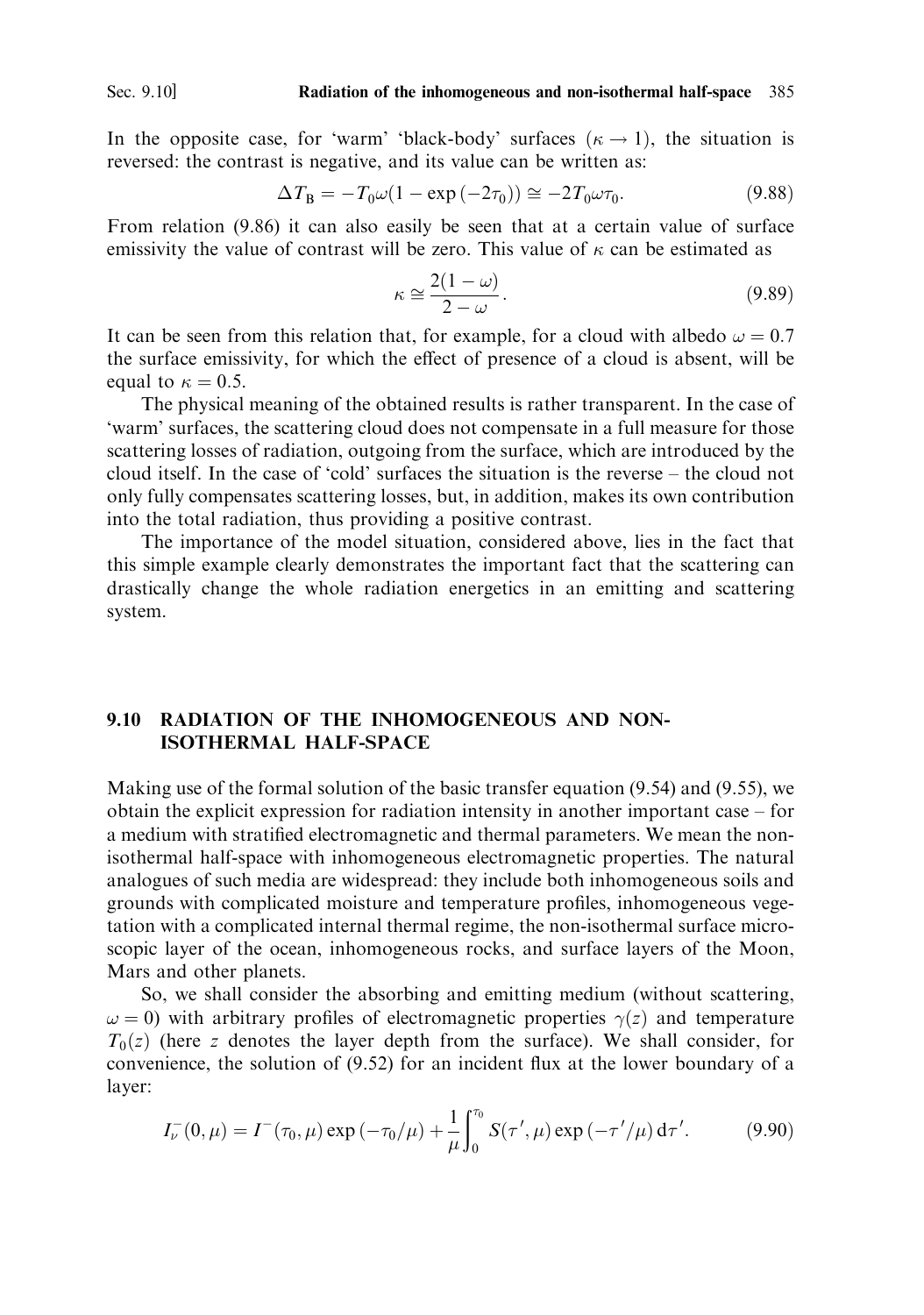In the opposite case, for 'warm' 'black-body' surfaces ($\kappa \to 1$), the situation is reversed: the contrast is negative, and its value can be written as:

$$\Delta T_{\mathrm{B}} = -T_0 \omega (1 - \exp(-2\tau_0)) \cong -2T_0 \omega \tau_0. \tag{9.88}$$

From relation (9.86) it can also easily be seen that at a certain value of surface emissivity the value of contrast will be zero. This value of $\kappa$ can be estimated as

$$\kappa \cong \frac{2(1-\omega)}{2-\omega}. \tag{9.89}$$

It can be seen from this relation that, for example, for a cloud with albedo $\omega = 0.7$ the surface emissivity, for which the effect of presence of a cloud is absent, will be equal to $\kappa = 0.5$.

The physical meaning of the obtained results is rather transparent. In the case of 'warm' surfaces, the scattering cloud does not compensate in a full measure for those scattering losses of radiation, outgoing from the surface, which are introduced by the cloud itself. In the case of 'cold' surfaces the situation is the reverse – the cloud not only fully compensates scattering losses, but, in addition, makes its own contribution into the total radiation, thus providing a positive contrast.

The importance of the model situation, considered above, lies in the fact that this simple example clearly demonstrates the important fact that the scattering can drastically change the whole radiation energetics in an emitting and scattering system.

## 9.10 RADIATION OF THE INHOMOGENEOUS AND NON-ISOTHERMAL HALF-SPACE

Making use of the formal solution of the basic transfer equation (9.54) and (9.55), we obtain the explicit expression for radiation intensity in another important case – for a medium with stratified electromagnetic and thermal parameters. We mean the non-isothermal half-space with inhomogeneous electromagnetic properties. The natural analogues of such media are widespread: they include both inhomogeneous soils and grounds with complicated moisture and temperature profiles, inhomogeneous vegetation with a complicated internal thermal regime, the non-isothermal surface microscopic layer of the ocean, inhomogeneous rocks, and surface layers of the Moon, Mars and other planets.

So, we shall consider the absorbing and emitting medium (without scattering, $\omega = 0$) with arbitrary profiles of electromagnetic properties $\gamma(z)$ and temperature $T_0(z)$ (here $z$ denotes the layer depth from the surface). We shall consider, for convenience, the solution of (9.52) for an incident flux at the lower boundary of a layer:

$$I_\nu^-(0,\mu) = I^-(\tau_0,\mu)\exp(-\tau_0/\mu) + \frac{1}{\mu}\int_0^{\tau_0} S(\tau',\mu)\exp(-\tau'/\mu)\,\mathrm{d}\tau'. \tag{9.90}$$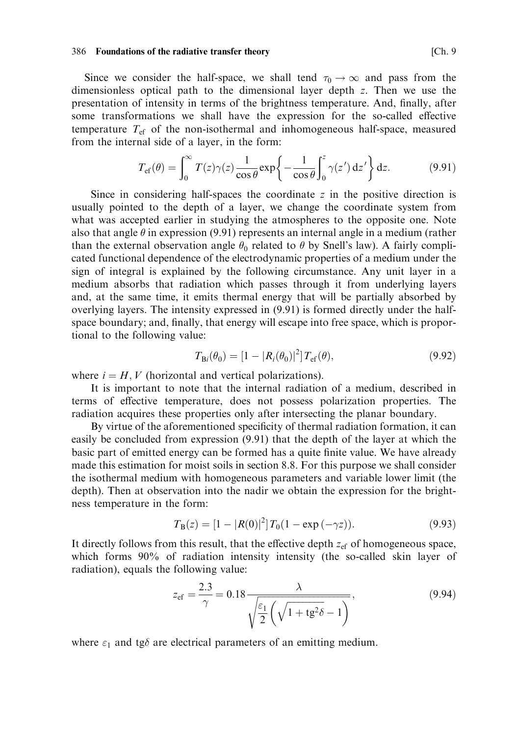Since we consider the half-space, we shall tend $\tau_0 \to \infty$ and pass from the dimensionless optical path to the dimensional layer depth $z$. Then we use the presentation of intensity in terms of the brightness temperature. And, finally, after some transformations we shall have the expression for the so-called effective temperature $T_{ef}$ of the non-isothermal and inhomogeneous half-space, measured from the internal side of a layer, in the form:

$$T_{ef}(\theta) = \int_0^{\infty} T(z)\gamma(z)\frac{1}{\cos\theta}\exp\left\{-\frac{1}{\cos\theta}\int_0^z \gamma(z')\,dz'\right\}dz. \tag{9.91}$$

Since in considering half-spaces the coordinate $z$ in the positive direction is usually pointed to the depth of a layer, we change the coordinate system from what was accepted earlier in studying the atmospheres to the opposite one. Note also that angle $\theta$ in expression (9.91) represents an internal angle in a medium (rather than the external observation angle $\theta_0$ related to $\theta$ by Snell's law). A fairly complicated functional dependence of the electrodynamic properties of a medium under the sign of integral is explained by the following circumstance. Any unit layer in a medium absorbs that radiation which passes through it from underlying layers and, at the same time, it emits thermal energy that will be partially absorbed by overlying layers. The intensity expressed in (9.91) is formed directly under the half-space boundary; and, finally, that energy will escape into free space, which is proportional to the following value:

$$T_{Bi}(\theta_0) = [1 - |R_i(\theta_0)|^2]\,T_{ef}(\theta), \tag{9.92}$$

where $i = H, V$ (horizontal and vertical polarizations).

It is important to note that the internal radiation of a medium, described in terms of effective temperature, does not possess polarization properties. The radiation acquires these properties only after intersecting the planar boundary.

By virtue of the aforementioned specificity of thermal radiation formation, it can easily be concluded from expression (9.91) that the depth of the layer at which the basic part of emitted energy can be formed has a quite finite value. We have already made this estimation for moist soils in section 8.8. For this purpose we shall consider the isothermal medium with homogeneous parameters and variable lower limit (the depth). Then at observation into the nadir we obtain the expression for the brightness temperature in the form:

$$T_B(z) = [1 - |R(0)|^2]\,T_0(1 - \exp(-\gamma z)). \tag{9.93}$$

It directly follows from this result, that the effective depth $z_{ef}$ of homogeneous space, which forms 90% of radiation intensity intensity (the so-called skin layer of radiation), equals the following value:

$$z_{ef} = \frac{2.3}{\gamma} = 0.18\frac{\lambda}{\sqrt{\dfrac{\varepsilon_1}{2}\left(\sqrt{1 + \mathrm{tg}^2\delta} - 1\right)}}, \tag{9.94}$$

where $\varepsilon_1$ and $\mathrm{tg}\delta$ are electrical parameters of an emitting medium.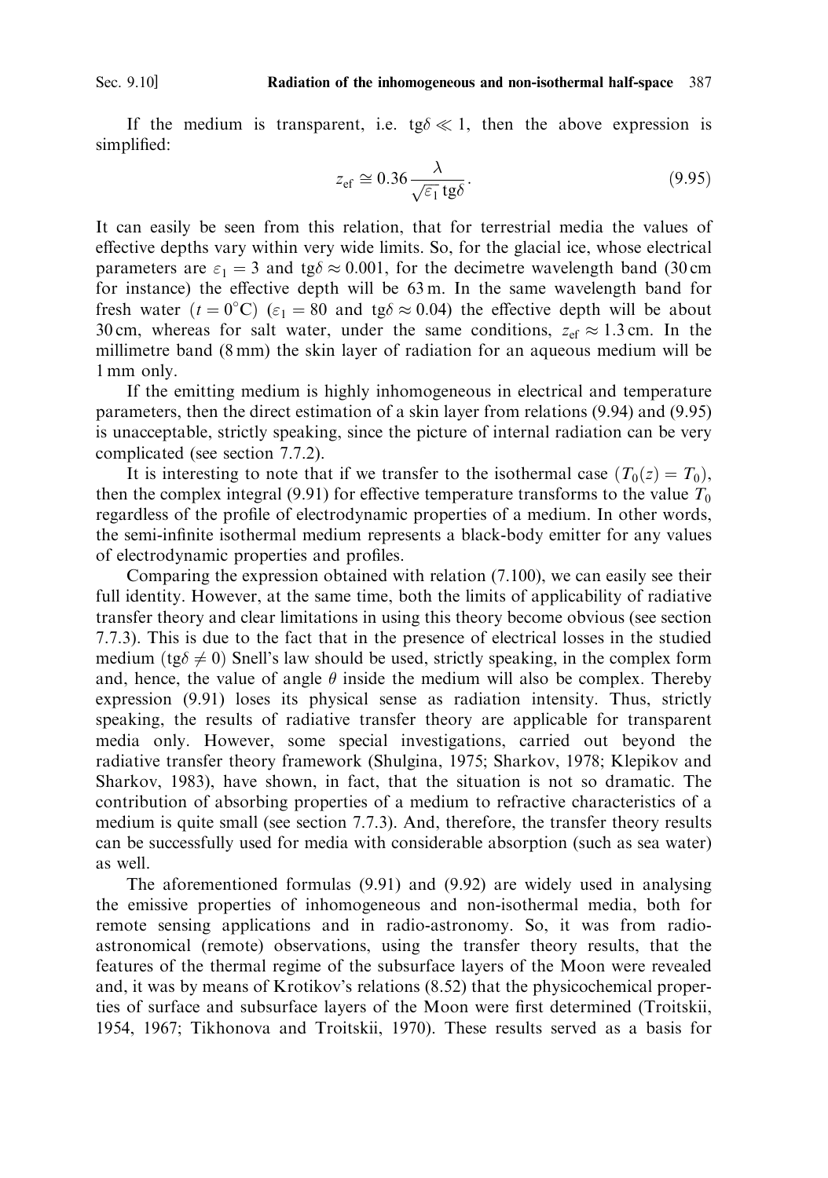If the medium is transparent, i.e. $\mathrm{tg}\delta \ll 1$, then the above expression is simplified:

$$z_{\mathrm{ef}} \cong 0.36 \frac{\lambda}{\sqrt{\varepsilon_1}\,\mathrm{tg}\delta}. \tag{9.95}$$

It can easily be seen from this relation, that for terrestrial media the values of effective depths vary within very wide limits. So, for the glacial ice, whose electrical parameters are $\varepsilon_1 = 3$ and $\mathrm{tg}\delta \approx 0.001$, for the decimetre wavelength band (30 cm for instance) the effective depth will be 63 m. In the same wavelength band for fresh water ($t = 0^{\circ}\mathrm{C}$) ($\varepsilon_1 = 80$ and $\mathrm{tg}\delta \approx 0.04$) the effective depth will be about 30 cm, whereas for salt water, under the same conditions, $z_{\mathrm{ef}} \approx 1.3$ cm. In the millimetre band (8 mm) the skin layer of radiation for an aqueous medium will be 1 mm only.

If the emitting medium is highly inhomogeneous in electrical and temperature parameters, then the direct estimation of a skin layer from relations (9.94) and (9.95) is unacceptable, strictly speaking, since the picture of internal radiation can be very complicated (see section 7.7.2).

It is interesting to note that if we transfer to the isothermal case ($T_0(z) = T_0$), then the complex integral (9.91) for effective temperature transforms to the value $T_0$ regardless of the profile of electrodynamic properties of a medium. In other words, the semi-infinite isothermal medium represents a black-body emitter for any values of electrodynamic properties and profiles.

Comparing the expression obtained with relation (7.100), we can easily see their full identity. However, at the same time, both the limits of applicability of radiative transfer theory and clear limitations in using this theory become obvious (see section 7.7.3). This is due to the fact that in the presence of electrical losses in the studied medium ($\mathrm{tg}\delta \neq 0$) Snell's law should be used, strictly speaking, in the complex form and, hence, the value of angle $\theta$ inside the medium will also be complex. Thereby expression (9.91) loses its physical sense as radiation intensity. Thus, strictly speaking, the results of radiative transfer theory are applicable for transparent media only. However, some special investigations, carried out beyond the radiative transfer theory framework (Shulgina, 1975; Sharkov, 1978; Klepikov and Sharkov, 1983), have shown, in fact, that the situation is not so dramatic. The contribution of absorbing properties of a medium to refractive characteristics of a medium is quite small (see section 7.7.3). And, therefore, the transfer theory results can be successfully used for media with considerable absorption (such as sea water) as well.

The aforementioned formulas (9.91) and (9.92) are widely used in analysing the emissive properties of inhomogeneous and non-isothermal media, both for remote sensing applications and in radio-astronomy. So, it was from radio-astronomical (remote) observations, using the transfer theory results, that the features of the thermal regime of the subsurface layers of the Moon were revealed and, it was by means of Krotikov's relations (8.52) that the physicochemical properties of surface and subsurface layers of the Moon were first determined (Troitskii, 1954, 1967; Tikhonova and Troitskii, 1970). These results served as a basis for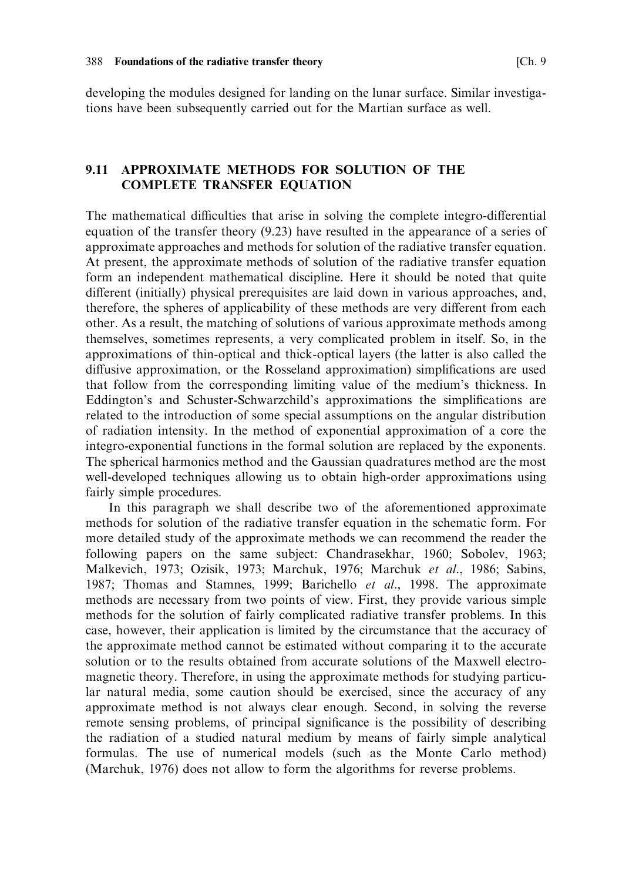developing the modules designed for landing on the lunar surface. Similar investigations have been subsequently carried out for the Martian surface as well.

## 9.11 APPROXIMATE METHODS FOR SOLUTION OF THE COMPLETE TRANSFER EQUATION

The mathematical difficulties that arise in solving the complete integro-differential equation of the transfer theory (9.23) have resulted in the appearance of a series of approximate approaches and methods for solution of the radiative transfer equation. At present, the approximate methods of solution of the radiative transfer equation form an independent mathematical discipline. Here it should be noted that quite different (initially) physical prerequisites are laid down in various approaches, and, therefore, the spheres of applicability of these methods are very different from each other. As a result, the matching of solutions of various approximate methods among themselves, sometimes represents, a very complicated problem in itself. So, in the approximations of thin-optical and thick-optical layers (the latter is also called the diffusive approximation, or the Rosseland approximation) simplifications are used that follow from the corresponding limiting value of the medium's thickness. In Eddington's and Schuster-Schwarzchild's approximations the simplifications are related to the introduction of some special assumptions on the angular distribution of radiation intensity. In the method of exponential approximation of a core the integro-exponential functions in the formal solution are replaced by the exponents. The spherical harmonics method and the Gaussian quadratures method are the most well-developed techniques allowing us to obtain high-order approximations using fairly simple procedures.

In this paragraph we shall describe two of the aforementioned approximate methods for solution of the radiative transfer equation in the schematic form. For more detailed study of the approximate methods we can recommend the reader the following papers on the same subject: Chandrasekhar, 1960; Sobolev, 1963; Malkevich, 1973; Ozisik, 1973; Marchuk, 1976; Marchuk *et al*., 1986; Sabins, 1987; Thomas and Stamnes, 1999; Barichello *et al*., 1998. The approximate methods are necessary from two points of view. First, they provide various simple methods for the solution of fairly complicated radiative transfer problems. In this case, however, their application is limited by the circumstance that the accuracy of the approximate method cannot be estimated without comparing it to the accurate solution or to the results obtained from accurate solutions of the Maxwell electromagnetic theory. Therefore, in using the approximate methods for studying particular natural media, some caution should be exercised, since the accuracy of any approximate method is not always clear enough. Second, in solving the reverse remote sensing problems, of principal significance is the possibility of describing the radiation of a studied natural medium by means of fairly simple analytical formulas. The use of numerical models (such as the Monte Carlo method) (Marchuk, 1976) does not allow to form the algorithms for reverse problems.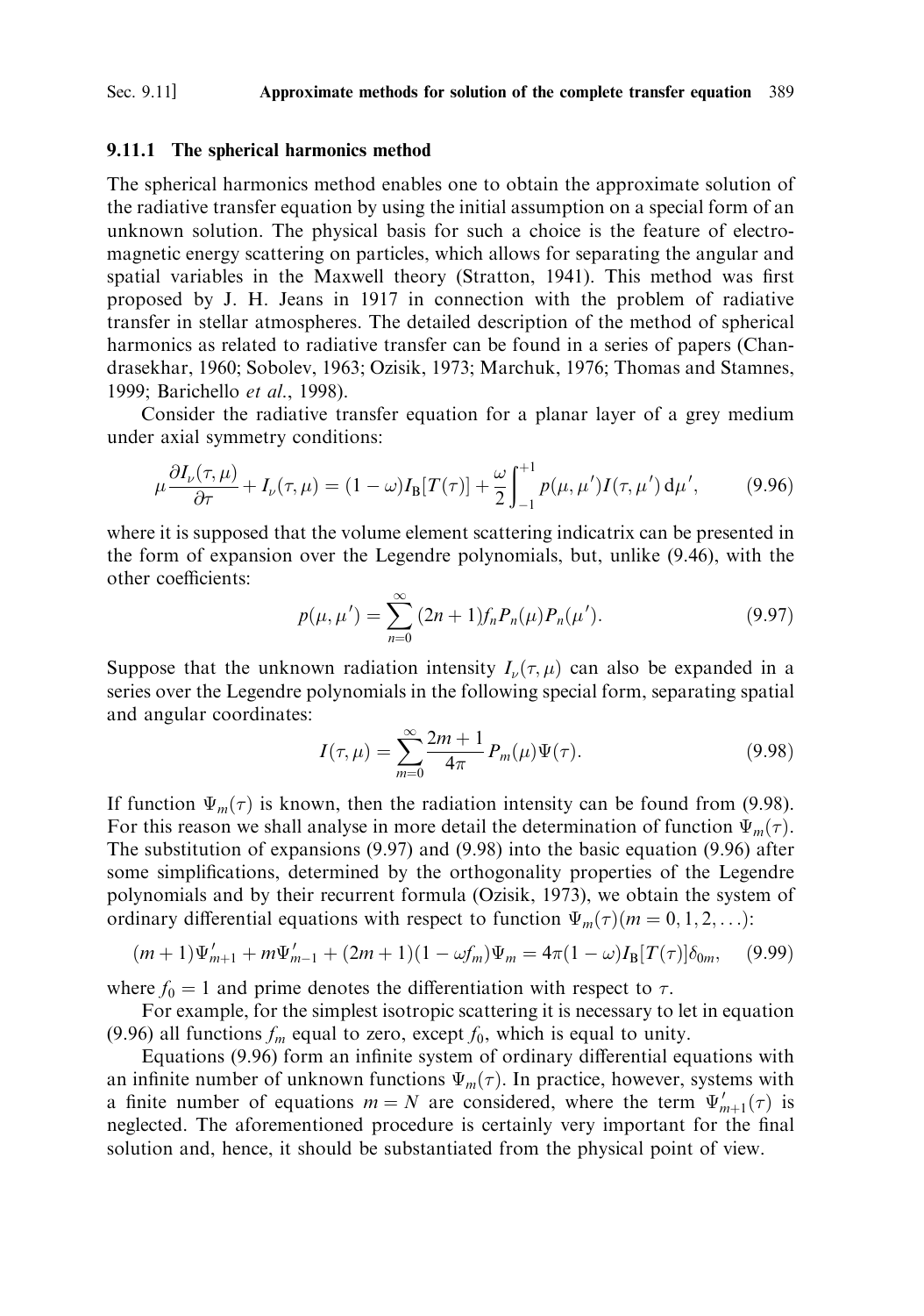### 9.11.1 The spherical harmonics method

The spherical harmonics method enables one to obtain the approximate solution of the radiative transfer equation by using the initial assumption on a special form of an unknown solution. The physical basis for such a choice is the feature of electromagnetic energy scattering on particles, which allows for separating the angular and spatial variables in the Maxwell theory (Stratton, 1941). This method was first proposed by J. H. Jeans in 1917 in connection with the problem of radiative transfer in stellar atmospheres. The detailed description of the method of spherical harmonics as related to radiative transfer can be found in a series of papers (Chandrasekhar, 1960; Sobolev, 1963; Ozisik, 1973; Marchuk, 1976; Thomas and Stamnes, 1999; Barichello *et al.*, 1998).

Consider the radiative transfer equation for a planar layer of a grey medium under axial symmetry conditions:

$$\mu \frac{\partial I_\nu(\tau, \mu)}{\partial \tau} + I_\nu(\tau, \mu) = (1 - \omega) I_B[T(\tau)] + \frac{\omega}{2} \int_{-1}^{+1} p(\mu, \mu') I(\tau, \mu') \, d\mu', \tag{9.96}$$

where it is supposed that the volume element scattering indicatrix can be presented in the form of expansion over the Legendre polynomials, but, unlike (9.46), with the other coefficients:

$$p(\mu, \mu') = \sum_{n=0}^{\infty} (2n+1) f_n P_n(\mu) P_n(\mu'). \tag{9.97}$$

Suppose that the unknown radiation intensity $I_\nu(\tau, \mu)$ can also be expanded in a series over the Legendre polynomials in the following special form, separating spatial and angular coordinates:

$$I(\tau, \mu) = \sum_{m=0}^{\infty} \frac{2m+1}{4\pi} P_m(\mu) \Psi(\tau). \tag{9.98}$$

If function $\Psi_m(\tau)$ is known, then the radiation intensity can be found from (9.98). For this reason we shall analyse in more detail the determination of function $\Psi_m(\tau)$. The substitution of expansions (9.97) and (9.98) into the basic equation (9.96) after some simplifications, determined by the orthogonality properties of the Legendre polynomials and by their recurrent formula (Ozisik, 1973), we obtain the system of ordinary differential equations with respect to function $\Psi_m(\tau) (m = 0, 1, 2, \ldots)$:

$$(m+1)\Psi'_{m+1} + m\Psi'_{m-1} + (2m+1)(1 - \omega f_m)\Psi_m = 4\pi(1-\omega) I_B[T(\tau)]\delta_{0m}, \tag{9.99}$$

where $f_0 = 1$ and prime denotes the differentiation with respect to $\tau$.

For example, for the simplest isotropic scattering it is necessary to let in equation (9.96) all functions $f_m$ equal to zero, except $f_0$, which is equal to unity.

Equations (9.96) form an infinite system of ordinary differential equations with an infinite number of unknown functions $\Psi_m(\tau)$. In practice, however, systems with a finite number of equations $m = N$ are considered, where the term $\Psi'_{m+1}(\tau)$ is neglected. The aforementioned procedure is certainly very important for the final solution and, hence, it should be substantiated from the physical point of view.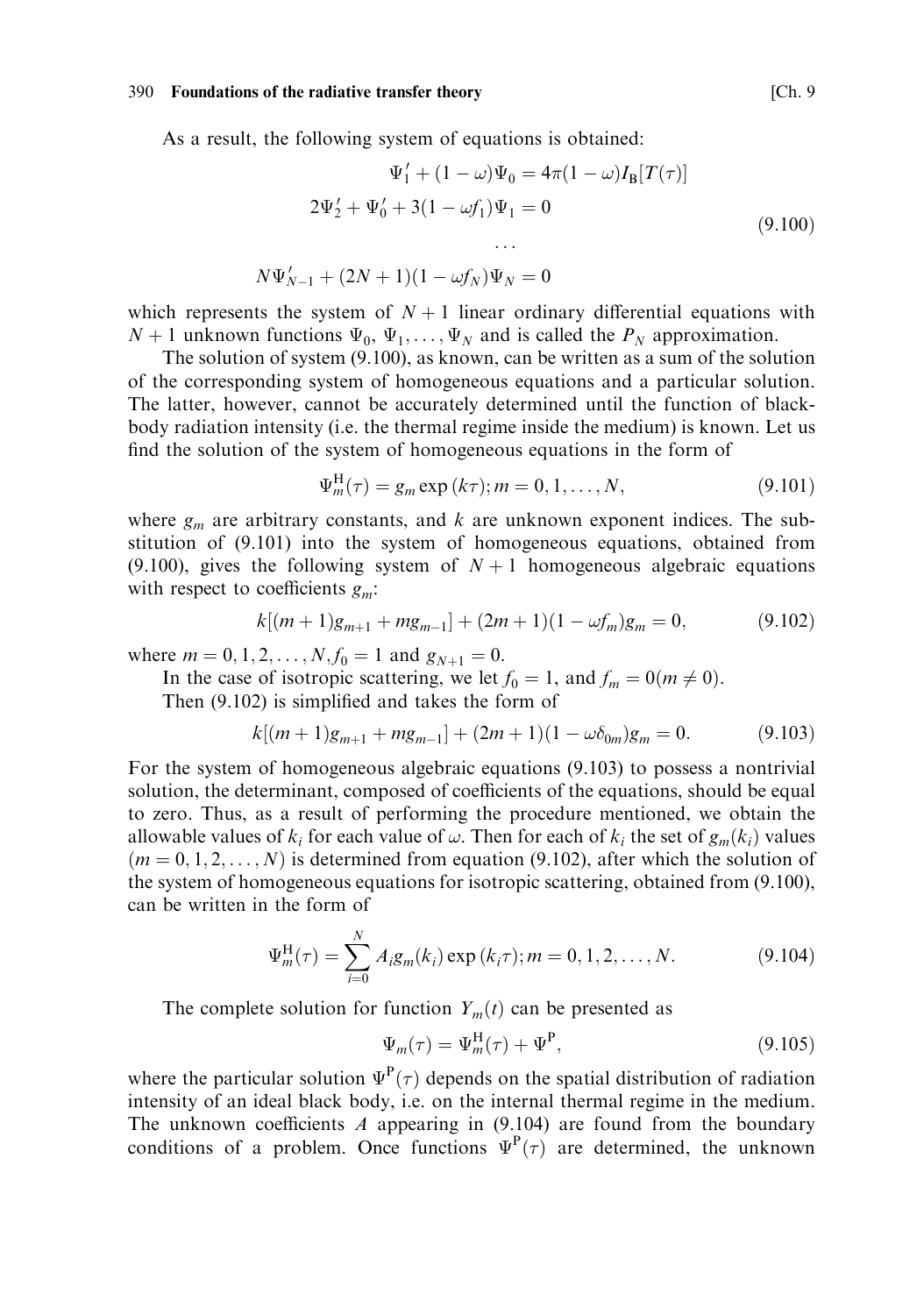As a result, the following system of equations is obtained:

$$
\begin{aligned}
&\Psi_1' + (1-\omega)\Psi_0 = 4\pi(1-\omega)I_{\mathrm{B}}[T(\tau)] \\
&2\Psi_2' + \Psi_0' + 3(1-\omega f_1)\Psi_1 = 0 \\
&\qquad \cdots \\
&N\Psi_{N-1}' + (2N+1)(1-\omega f_N)\Psi_N = 0
\end{aligned}
\tag{9.100}
$$

which represents the system of $N+1$ linear ordinary differential equations with $N+1$ unknown functions $\Psi_0, \Psi_1, \ldots, \Psi_N$ and is called the $P_N$ approximation.

The solution of system (9.100), as known, can be written as a sum of the solution of the corresponding system of homogeneous equations and a particular solution. The latter, however, cannot be accurately determined until the function of black-body radiation intensity (i.e. the thermal regime inside the medium) is known. Let us find the solution of the system of homogeneous equations in the form of

$$
\Psi_m^{\mathrm{H}}(\tau) = g_m \exp(k\tau); m = 0, 1, \ldots, N, \tag{9.101}
$$

where $g_m$ are arbitrary constants, and $k$ are unknown exponent indices. The substitution of (9.101) into the system of homogeneous equations, obtained from (9.100), gives the following system of $N+1$ homogeneous algebraic equations with respect to coefficients $g_m$:

$$
k[(m+1)g_{m+1} + mg_{m-1}] + (2m+1)(1-\omega f_m)g_m = 0, \tag{9.102}
$$

where $m = 0, 1, 2, \ldots, N, f_0 = 1$ and $g_{N+1} = 0$.

In the case of isotropic scattering, we let $f_0 = 1$, and $f_m = 0 (m \neq 0)$.

Then (9.102) is simplified and takes the form of

$$
k[(m+1)g_{m+1} + mg_{m-1}] + (2m+1)(1-\omega\delta_{0m})g_m = 0. \tag{9.103}
$$

For the system of homogeneous algebraic equations (9.103) to possess a nontrivial solution, the determinant, composed of coefficients of the equations, should be equal to zero. Thus, as a result of performing the procedure mentioned, we obtain the allowable values of $k_i$ for each value of $\omega$. Then for each of $k_i$ the set of $g_m(k_i)$ values $(m = 0, 1, 2, \ldots, N)$ is determined from equation (9.102), after which the solution of the system of homogeneous equations for isotropic scattering, obtained from (9.100), can be written in the form of

$$
\Psi_m^{\mathrm{H}}(\tau) = \sum_{i=0}^{N} A_i g_m(k_i) \exp(k_i \tau); m = 0, 1, 2, \ldots, N. \tag{9.104}
$$

The complete solution for function $Y_m(t)$ can be presented as

$$
\Psi_m(\tau) = \Psi_m^{\mathrm{H}}(\tau) + \Psi^{\mathrm{P}}, \tag{9.105}
$$

where the particular solution $\Psi^{\mathrm{P}}(\tau)$ depends on the spatial distribution of radiation intensity of an ideal black body, i.e. on the internal thermal regime in the medium. The unknown coefficients $A$ appearing in (9.104) are found from the boundary conditions of a problem. Once functions $\Psi^{\mathrm{P}}(\tau)$ are determined, the unknown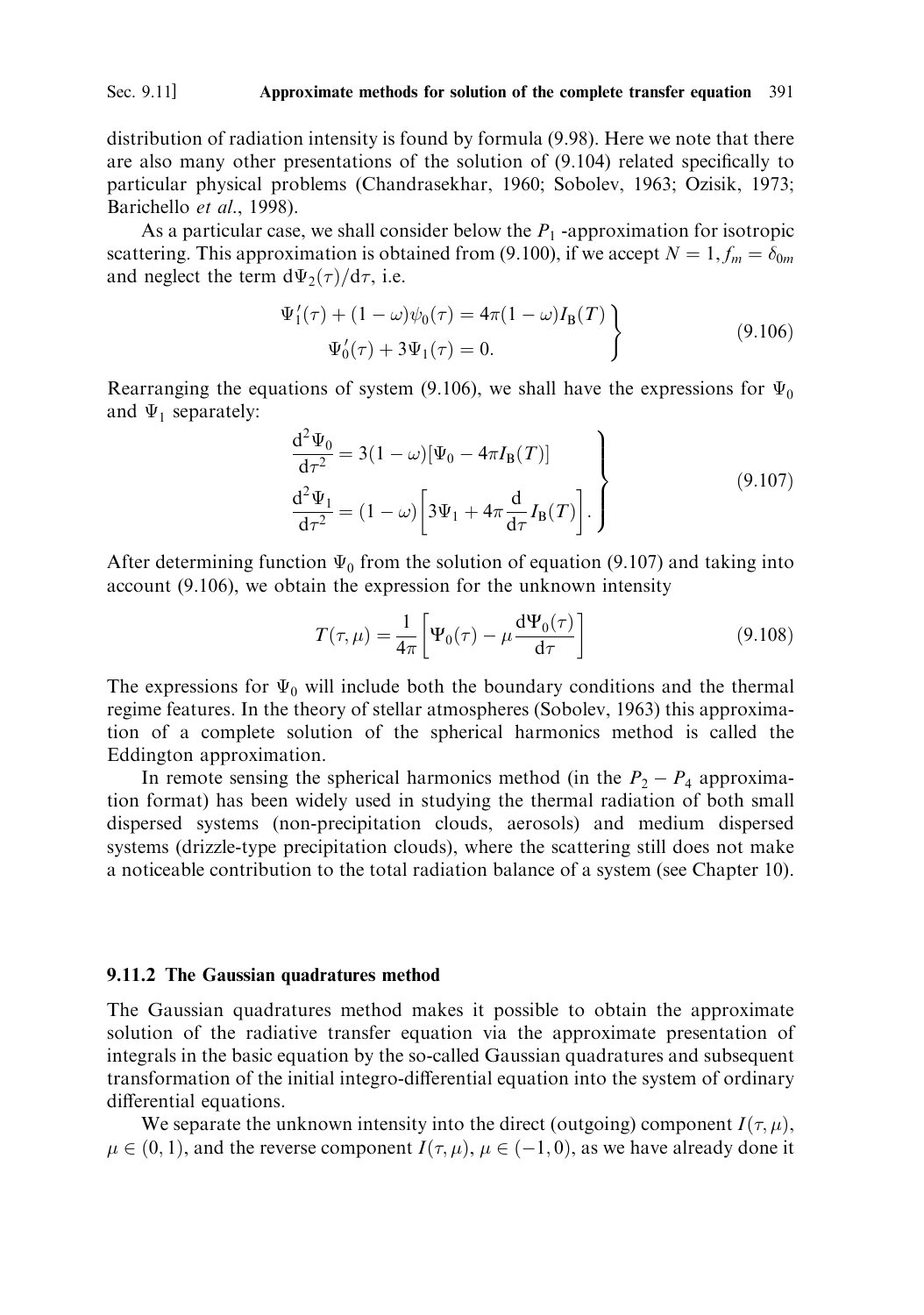distribution of radiation intensity is found by formula (9.98). Here we note that there are also many other presentations of the solution of (9.104) related specifically to particular physical problems (Chandrasekhar, 1960; Sobolev, 1963; Ozisik, 1973; Barichello *et al.*, 1998).

As a particular case, we shall consider below the $P_1$ -approximation for isotropic scattering. This approximation is obtained from (9.100), if we accept $N = 1, f_m = \delta_{0m}$ and neglect the term $\mathrm{d}\Psi_2(\tau)/\mathrm{d}\tau$, i.e.

$$\left.\begin{aligned} \Psi_1'(\tau) + (1-\omega)\psi_0(\tau) &= 4\pi(1-\omega)I_{\mathrm{B}}(T) \\ \Psi_0'(\tau) + 3\Psi_1(\tau) &= 0. \end{aligned}\right\} \tag{9.106}$$

Rearranging the equations of system (9.106), we shall have the expressions for $\Psi_0$ and $\Psi_1$ separately:

$$\left.\begin{aligned} \frac{\mathrm{d}^2\Psi_0}{\mathrm{d}\tau^2} &= 3(1-\omega)[\Psi_0 - 4\pi I_{\mathrm{B}}(T)] \\ \frac{\mathrm{d}^2\Psi_1}{\mathrm{d}\tau^2} &= (1-\omega)\left[3\Psi_1 + 4\pi\frac{\mathrm{d}}{\mathrm{d}\tau}I_{\mathrm{B}}(T)\right]. \end{aligned}\right\} \tag{9.107}$$

After determining function $\Psi_0$ from the solution of equation (9.107) and taking into account (9.106), we obtain the expression for the unknown intensity

$$T(\tau,\mu) = \frac{1}{4\pi}\left[\Psi_0(\tau) - \mu\frac{\mathrm{d}\Psi_0(\tau)}{\mathrm{d}\tau}\right] \tag{9.108}$$

The expressions for $\Psi_0$ will include both the boundary conditions and the thermal regime features. In the theory of stellar atmospheres (Sobolev, 1963) this approximation of a complete solution of the spherical harmonics method is called the Eddington approximation.

In remote sensing the spherical harmonics method (in the $P_2 - P_4$ approximation format) has been widely used in studying the thermal radiation of both small dispersed systems (non-precipitation clouds, aerosols) and medium dispersed systems (drizzle-type precipitation clouds), where the scattering still does not make a noticeable contribution to the total radiation balance of a system (see Chapter 10).

### 9.11.2 The Gaussian quadratures method

The Gaussian quadratures method makes it possible to obtain the approximate solution of the radiative transfer equation via the approximate presentation of integrals in the basic equation by the so-called Gaussian quadratures and subsequent transformation of the initial integro-differential equation into the system of ordinary differential equations.

We separate the unknown intensity into the direct (outgoing) component $I(\tau,\mu)$, $\mu \in (0,1)$, and the reverse component $I(\tau,\mu)$, $\mu \in (-1,0)$, as we have already done it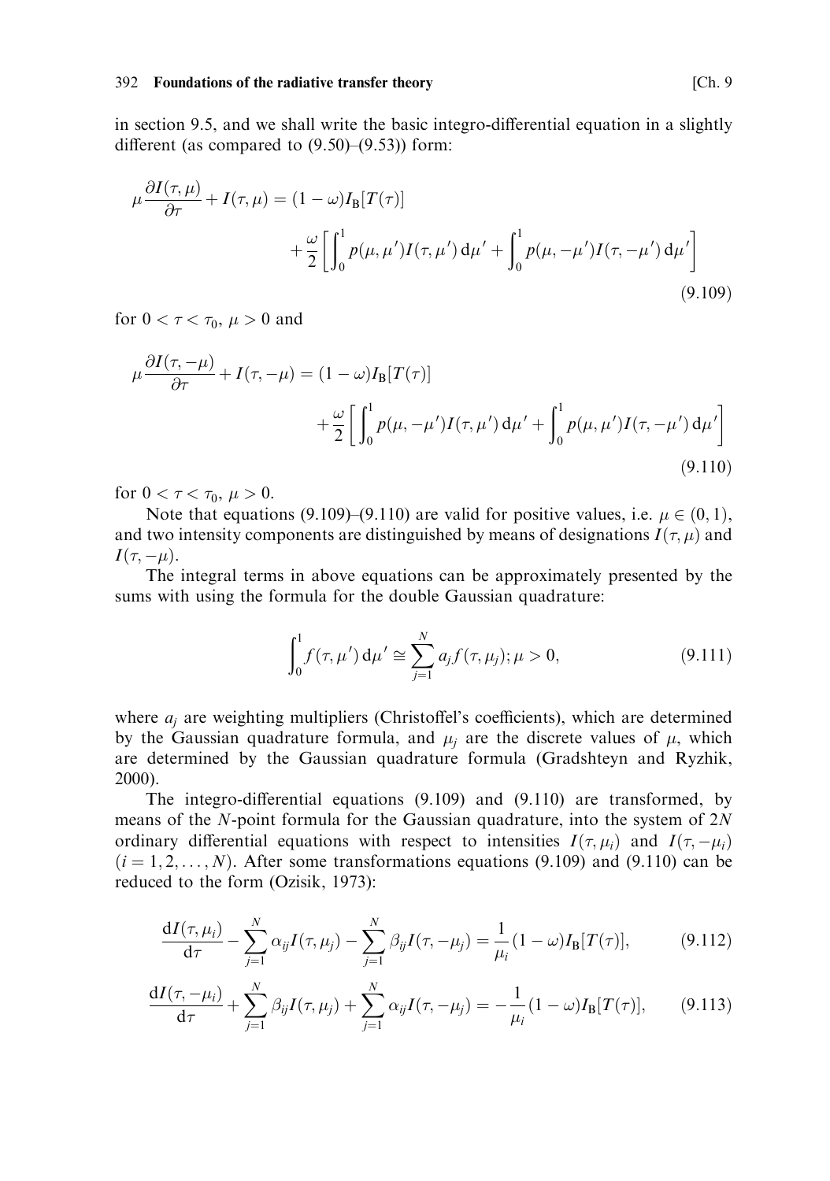in section 9.5, and we shall write the basic integro-differential equation in a slightly different (as compared to (9.50)–(9.53)) form:

$$\mu \frac{\partial I(\tau, \mu)}{\partial \tau} + I(\tau, \mu) = (1 - \omega) I_{\mathrm{B}}[T(\tau)] + \frac{\omega}{2} \left[ \int_0^1 p(\mu, \mu') I(\tau, \mu') \, \mathrm{d}\mu' + \int_0^1 p(\mu, -\mu') I(\tau, -\mu') \, \mathrm{d}\mu' \right] \tag{9.109}$$

for $0 < \tau < \tau_0$, $\mu > 0$ and

$$\mu \frac{\partial I(\tau, -\mu)}{\partial \tau} + I(\tau, -\mu) = (1 - \omega) I_{\mathrm{B}}[T(\tau)] + \frac{\omega}{2} \left[ \int_0^1 p(\mu, -\mu') I(\tau, \mu') \, \mathrm{d}\mu' + \int_0^1 p(\mu, \mu') I(\tau, -\mu') \, \mathrm{d}\mu' \right] \tag{9.110}$$

for $0 < \tau < \tau_0$, $\mu > 0$.

Note that equations (9.109)–(9.110) are valid for positive values, i.e. $\mu \in (0, 1)$, and two intensity components are distinguished by means of designations $I(\tau, \mu)$ and $I(\tau, -\mu)$.

The integral terms in above equations can be approximately presented by the sums with using the formula for the double Gaussian quadrature:

$$\int_0^1 f(\tau, \mu') \, \mathrm{d}\mu' \cong \sum_{j=1}^{N} a_j f(\tau, \mu_j); \mu > 0, \tag{9.111}$$

where $a_j$ are weighting multipliers (Christoffel's coefficients), which are determined by the Gaussian quadrature formula, and $\mu_j$ are the discrete values of $\mu$, which are determined by the Gaussian quadrature formula (Gradshteyn and Ryzhik, 2000).

The integro-differential equations (9.109) and (9.110) are transformed, by means of the $N$-point formula for the Gaussian quadrature, into the system of $2N$ ordinary differential equations with respect to intensities $I(\tau, \mu_i)$ and $I(\tau, -\mu_i)$ $(i = 1, 2, \ldots, N)$. After some transformations equations (9.109) and (9.110) can be reduced to the form (Ozisik, 1973):

$$\frac{\mathrm{d}I(\tau, \mu_i)}{\mathrm{d}\tau} - \sum_{j=1}^{N} \alpha_{ij} I(\tau, \mu_j) - \sum_{j=1}^{N} \beta_{ij} I(\tau, -\mu_j) = \frac{1}{\mu_i}(1 - \omega) I_{\mathrm{B}}[T(\tau)], \tag{9.112}$$

$$\frac{\mathrm{d}I(\tau, -\mu_i)}{\mathrm{d}\tau} + \sum_{j=1}^{N} \beta_{ij} I(\tau, \mu_j) + \sum_{j=1}^{N} \alpha_{ij} I(\tau, -\mu_j) = -\frac{1}{\mu_i}(1 - \omega) I_{\mathrm{B}}[T(\tau)], \tag{9.113}$$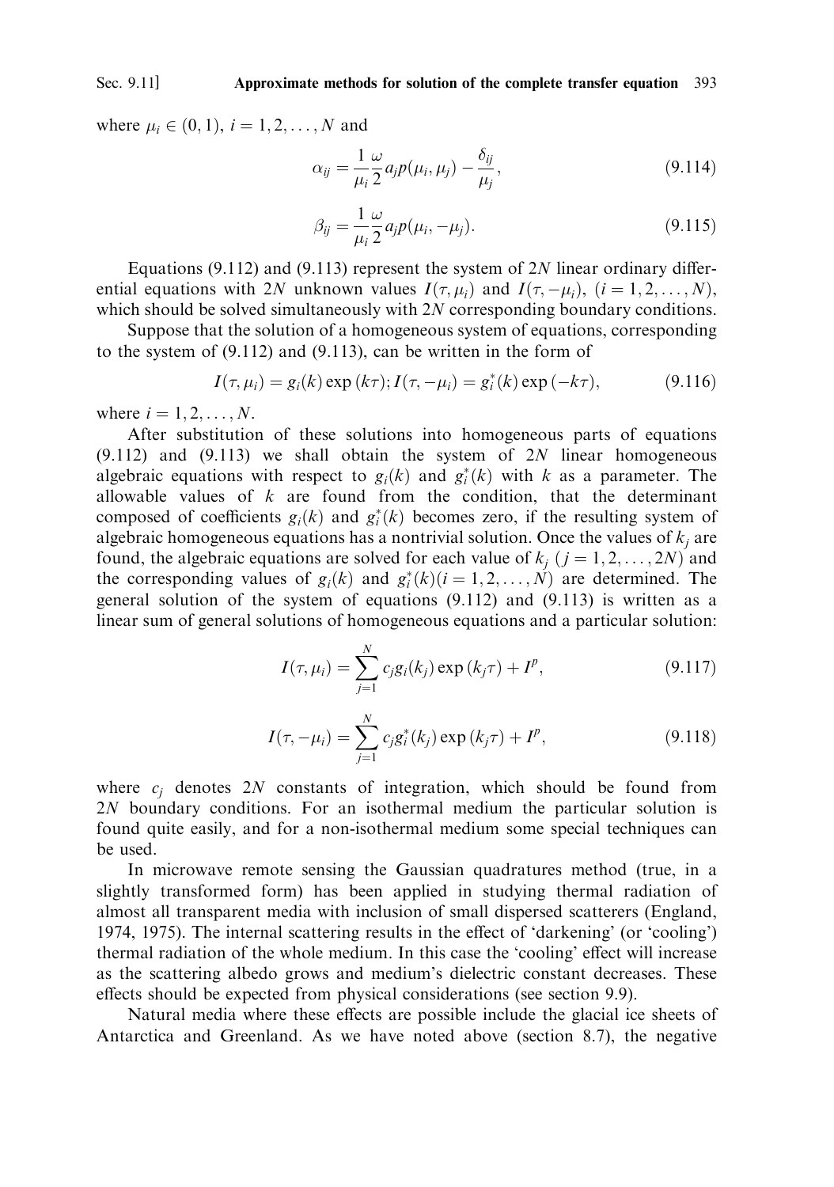where $\mu_i \in (0, 1)$, $i = 1, 2, \ldots, N$ and

$$\alpha_{ij} = \frac{1}{\mu_i}\frac{\omega}{2} a_j p(\mu_i, \mu_j) - \frac{\delta_{ij}}{\mu_j}, \tag{9.114}$$

$$\beta_{ij} = \frac{1}{\mu_i}\frac{\omega}{2} a_j p(\mu_i, -\mu_j). \tag{9.115}$$

Equations (9.112) and (9.113) represent the system of $2N$ linear ordinary differential equations with $2N$ unknown values $I(\tau, \mu_i)$ and $I(\tau, -\mu_i)$, $(i = 1, 2, \ldots, N)$, which should be solved simultaneously with $2N$ corresponding boundary conditions.

Suppose that the solution of a homogeneous system of equations, corresponding to the system of (9.112) and (9.113), can be written in the form of

$$I(\tau, \mu_i) = g_i(k) \exp(k\tau); I(\tau, -\mu_i) = g_i^*(k) \exp(-k\tau), \tag{9.116}$$

where $i = 1, 2, \ldots, N$.

After substitution of these solutions into homogeneous parts of equations (9.112) and (9.113) we shall obtain the system of $2N$ linear homogeneous algebraic equations with respect to $g_i(k)$ and $g_i^*(k)$ with $k$ as a parameter. The allowable values of $k$ are found from the condition, that the determinant composed of coefficients $g_i(k)$ and $g_i^*(k)$ becomes zero, if the resulting system of algebraic homogeneous equations has a nontrivial solution. Once the values of $k_j$ are found, the algebraic equations are solved for each value of $k_j$ $(j = 1, 2, \ldots, 2N)$ and the corresponding values of $g_i(k)$ and $g_i^*(k) (i = 1, 2, \ldots, N)$ are determined. The general solution of the system of equations (9.112) and (9.113) is written as a linear sum of general solutions of homogeneous equations and a particular solution:

$$I(\tau, \mu_i) = \sum_{j=1}^{N} c_j g_i(k_j) \exp(k_j \tau) + I^p, \tag{9.117}$$

$$I(\tau, -\mu_i) = \sum_{j=1}^{N} c_j g_i^*(k_j) \exp(k_j \tau) + I^p, \tag{9.118}$$

where $c_j$ denotes $2N$ constants of integration, which should be found from $2N$ boundary conditions. For an isothermal medium the particular solution is found quite easily, and for a non-isothermal medium some special techniques can be used.

In microwave remote sensing the Gaussian quadratures method (true, in a slightly transformed form) has been applied in studying thermal radiation of almost all transparent media with inclusion of small dispersed scatterers (England, 1974, 1975). The internal scattering results in the effect of 'darkening' (or 'cooling') thermal radiation of the whole medium. In this case the 'cooling' effect will increase as the scattering albedo grows and medium's dielectric constant decreases. These effects should be expected from physical considerations (see section 9.9).

Natural media where these effects are possible include the glacial ice sheets of Antarctica and Greenland. As we have noted above (section 8.7), the negative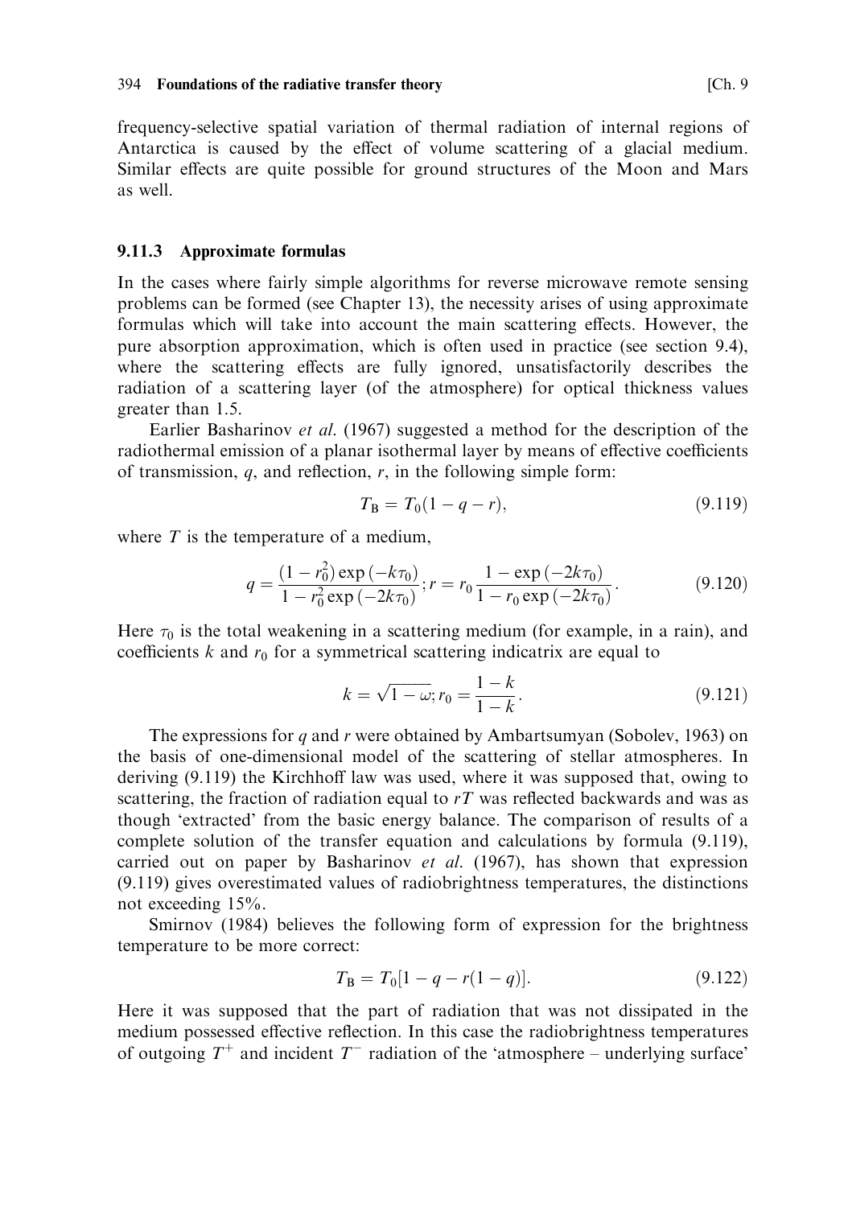frequency-selective spatial variation of thermal radiation of internal regions of Antarctica is caused by the effect of volume scattering of a glacial medium. Similar effects are quite possible for ground structures of the Moon and Mars as well.

### 9.11.3 Approximate formulas

In the cases where fairly simple algorithms for reverse microwave remote sensing problems can be formed (see Chapter 13), the necessity arises of using approximate formulas which will take into account the main scattering effects. However, the pure absorption approximation, which is often used in practice (see section 9.4), where the scattering effects are fully ignored, unsatisfactorily describes the radiation of a scattering layer (of the atmosphere) for optical thickness values greater than 1.5.

Earlier Basharinov *et al.* (1967) suggested a method for the description of the radiothermal emission of a planar isothermal layer by means of effective coefficients of transmission, $q$, and reflection, $r$, in the following simple form:

$$T_B = T_0(1 - q - r), \tag{9.119}$$

where $T$ is the temperature of a medium,

$$q = \frac{(1 - r_0^2)\exp(-k\tau_0)}{1 - r_0^2 \exp(-2k\tau_0)}; r = r_0 \frac{1 - \exp(-2k\tau_0)}{1 - r_0 \exp(-2k\tau_0)}. \tag{9.120}$$

Here $\tau_0$ is the total weakening in a scattering medium (for example, in a rain), and coefficients $k$ and $r_0$ for a symmetrical scattering indicatrix are equal to

$$k = \sqrt{1 - \omega}; r_0 = \frac{1 - k}{1 - k}. \tag{9.121}$$

The expressions for $q$ and $r$ were obtained by Ambartsumyan (Sobolev, 1963) on the basis of one-dimensional model of the scattering of stellar atmospheres. In deriving (9.119) the Kirchhoff law was used, where it was supposed that, owing to scattering, the fraction of radiation equal to $rT$ was reflected backwards and was as though 'extracted' from the basic energy balance. The comparison of results of a complete solution of the transfer equation and calculations by formula (9.119), carried out on paper by Basharinov *et al.* (1967), has shown that expression (9.119) gives overestimated values of radiobrightness temperatures, the distinctions not exceeding 15%.

Smirnov (1984) believes the following form of expression for the brightness temperature to be more correct:

$$T_B = T_0[1 - q - r(1 - q)]. \tag{9.122}$$

Here it was supposed that the part of radiation that was not dissipated in the medium possessed effective reflection. In this case the radiobrightness temperatures of outgoing $T^+$ and incident $T^-$ radiation of the 'atmosphere – underlying surface'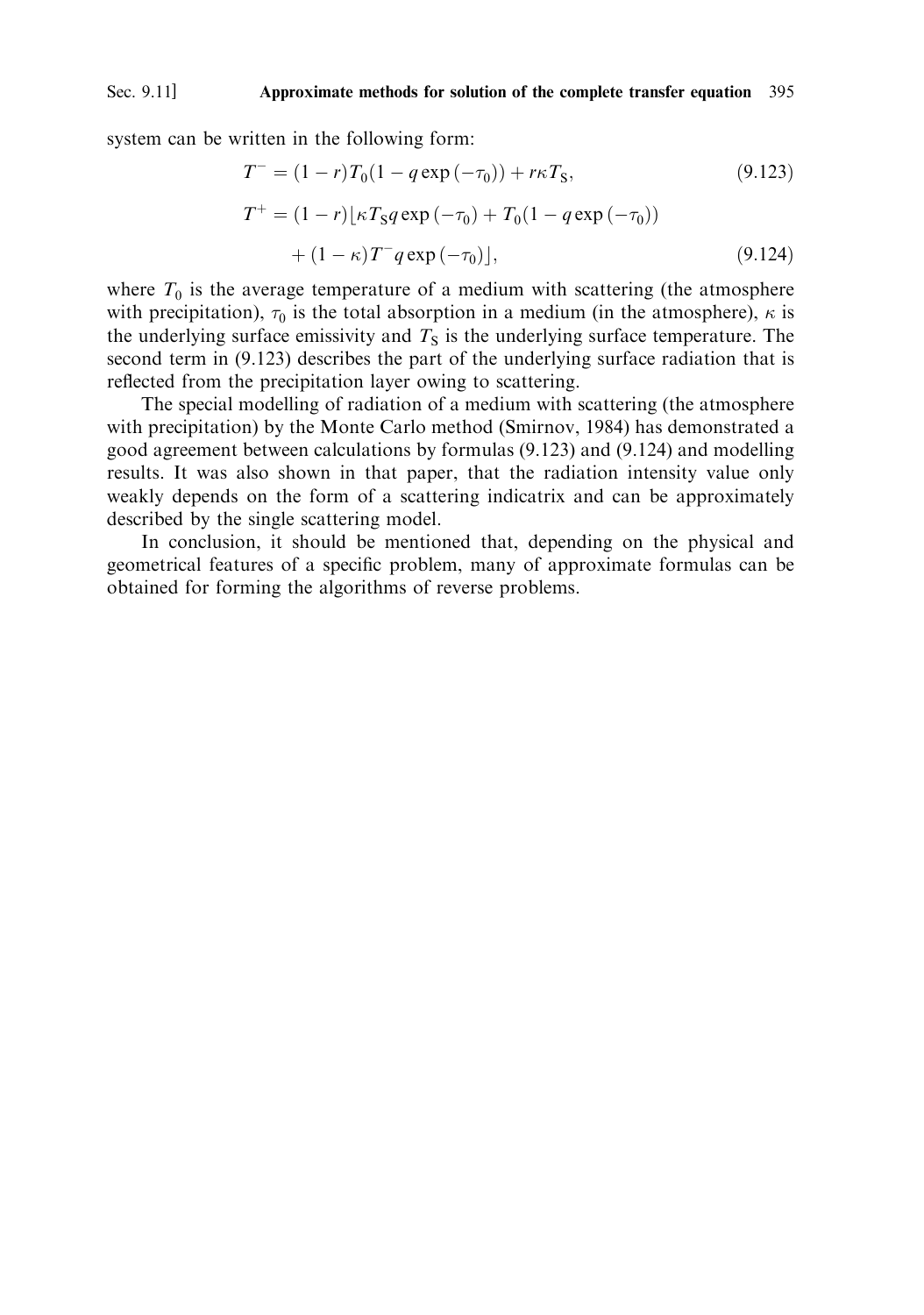system can be written in the following form:

$$T^{-} = (1 - r)T_0(1 - q\exp(-\tau_0)) + r\kappa T_S, \tag{9.123}$$

$$T^{+} = (1 - r)\lfloor \kappa T_S q\exp(-\tau_0) + T_0(1 - q\exp(-\tau_0)) + (1 - \kappa)T^{-} q\exp(-\tau_0)\rfloor, \tag{9.124}$$

where $T_0$ is the average temperature of a medium with scattering (the atmosphere with precipitation), $\tau_0$ is the total absorption in a medium (in the atmosphere), $\kappa$ is the underlying surface emissivity and $T_S$ is the underlying surface temperature. The second term in (9.123) describes the part of the underlying surface radiation that is reflected from the precipitation layer owing to scattering.

The special modelling of radiation of a medium with scattering (the atmosphere with precipitation) by the Monte Carlo method (Smirnov, 1984) has demonstrated a good agreement between calculations by formulas (9.123) and (9.124) and modelling results. It was also shown in that paper, that the radiation intensity value only weakly depends on the form of a scattering indicatrix and can be approximately described by the single scattering model.

In conclusion, it should be mentioned that, depending on the physical and geometrical features of a specific problem, many of approximate formulas can be obtained for forming the algorithms of reverse problems.